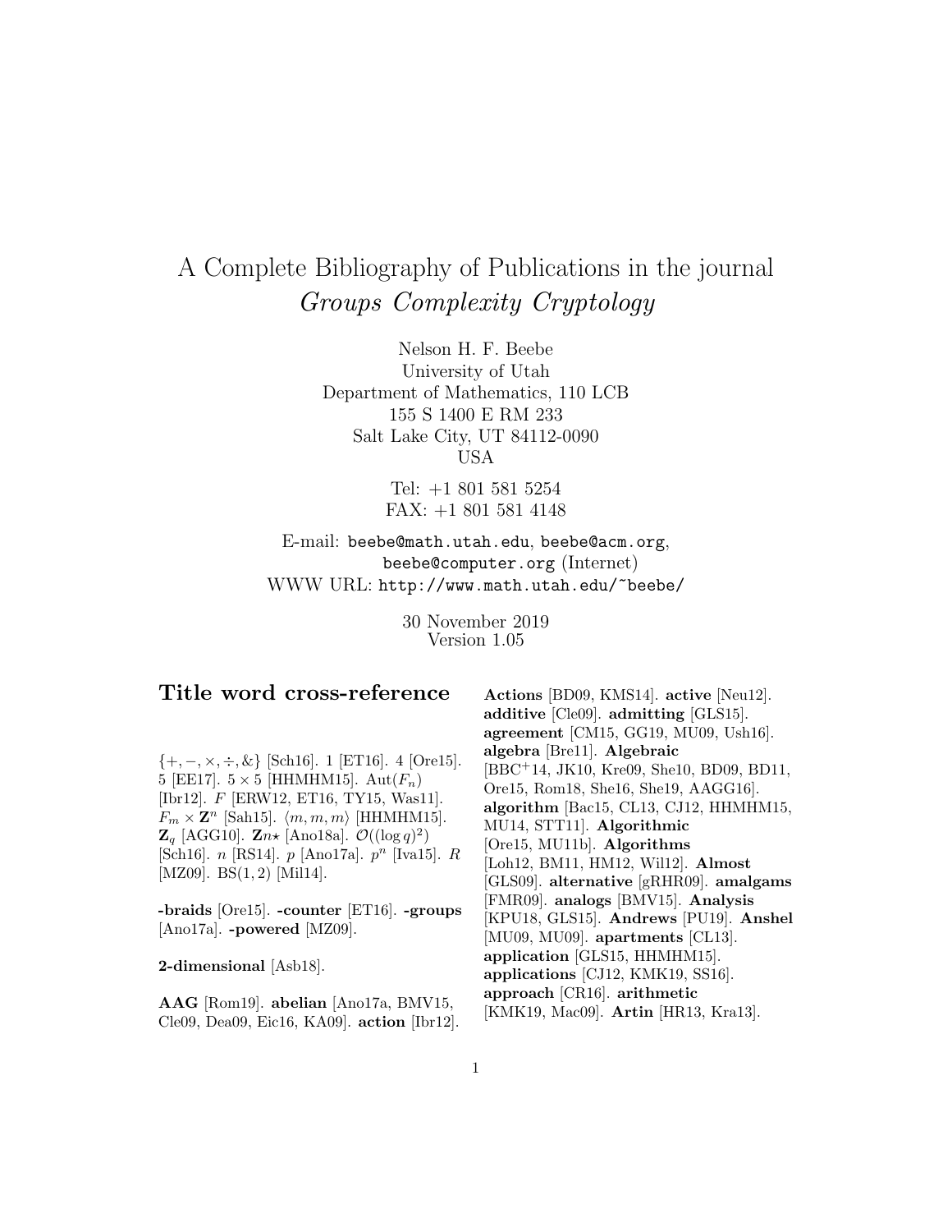# A Complete Bibliography of Publications in the journal *Groups Complexity Cryptology*

Nelson H. F. Beebe
University of Utah
Department of Mathematics, 110 LCB
155 S 1400 E RM 233
Salt Lake City, UT 84112-0090
USA

Tel: +1 801 581 5254
FAX: +1 801 581 4148

E-mail: `beebe@math.utah.edu`, `beebe@acm.org`, `beebe@computer.org` (Internet)
WWW URL: `http://www.math.utah.edu/~beebe/`

30 November 2019
Version 1.05

## Title word cross-reference

$\{+,-,\times,\div,\&\}$ [Sch16]. 1 [ET16]. 4 [Ore15]. 5 [EE17]. $5\times 5$ [HHMHM15]. $\mathrm{Aut}(F_n)$ [Ibr12]. $F$ [ERW12, ET16, TY15, Was11]. $F_m \times \mathbf{Z}^n$ [Sah15]. $\langle m,m,m\rangle$ [HHMHM15]. $\mathbf{Z}_q$ [AGG10]. $\mathbf{Z}n\star$ [Ano18a]. $\mathcal{O}((\log q)^2)$ [Sch16]. $n$ [RS14]. $p$ [Ano17a]. $p^n$ [Iva15]. $R$ [MZ09]. $\mathrm{BS}(1,2)$ [Mil14].

**-braids** [Ore15]. **-counter** [ET16]. **-groups** [Ano17a]. **-powered** [MZ09].

**2-dimensional** [Asb18].

**AAG** [Rom19]. **abelian** [Ano17a, BMV15, Cle09, Dea09, Eic16, KA09]. **action** [Ibr12]. **Actions** [BD09, KMS14]. **active** [Neu12]. **additive** [Cle09]. **admitting** [GLS15]. **agreement** [CM15, GG19, MU09, Ush16]. **algebra** [Bre11]. **Algebraic** [BBC+14, JK10, Kre09, She10, BD09, BD11, Ore15, Rom18, She16, She19, AAGG16]. **algorithm** [Bac15, CL13, CJ12, HHMHM15, MU14, STT11]. **Algorithmic** [Ore15, MU11b]. **Algorithms** [Loh12, BM11, HM12, Wil12]. **Almost** [GLS09]. **alternative** [gRHR09]. **amalgams** [FMR09]. **analogs** [BMV15]. **Analysis** [KPU18, GLS15]. **Andrews** [PU19]. **Anshel** [MU09, MU09]. **apartments** [CL13]. **application** [GLS15, HHMHM15]. **applications** [CJ12, KMK19, SS16]. **approach** [CR16]. **arithmetic** [KMK19, Mac09]. **Artin** [HR13, Kra13].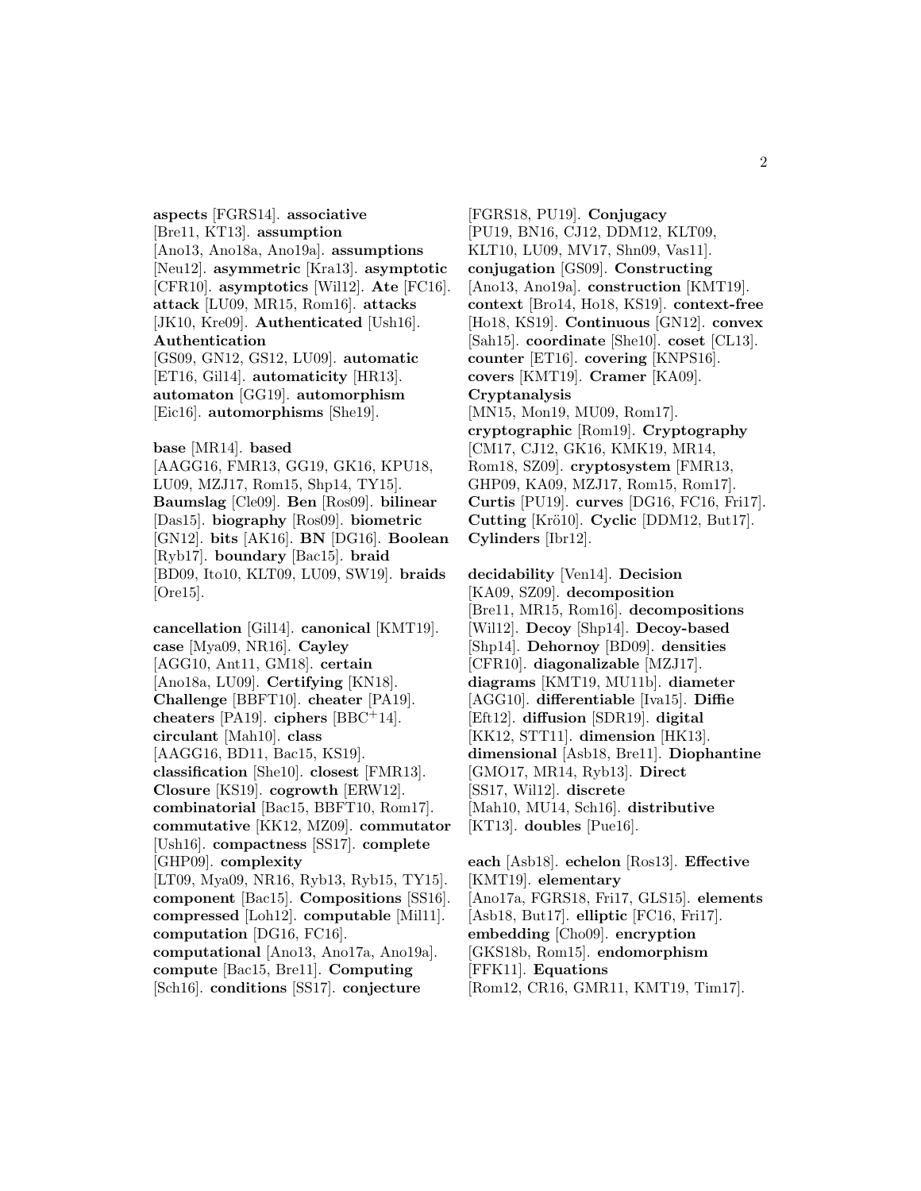**aspects** [FGRS14]. **associative** [Bre11, KT13]. **assumption** [Ano13, Ano18a, Ano19a]. **assumptions** [Neu12]. **asymmetric** [Kra13]. **asymptotic** [CFR10]. **asymptotics** [Wil12]. **Ate** [FC16]. **attack** [LU09, MR15, Rom16]. **attacks** [JK10, Kre09]. **Authenticated** [Ush16]. **Authentication** [GS09, GN12, GS12, LU09]. **automatic** [ET16, Gil14]. **automaticity** [HR13]. **automaton** [GG19]. **automorphism** [Eic16]. **automorphisms** [She19].

**base** [MR14]. **based** [AAGG16, FMR13, GG19, GK16, KPU18, LU09, MZJ17, Rom15, Shp14, TY15]. **Baumslag** [Cle09]. **Ben** [Ros09]. **bilinear** [Das15]. **biography** [Ros09]. **biometric** [GN12]. **bits** [AK16]. **BN** [DG16]. **Boolean** [Ryb17]. **boundary** [Bac15]. **braid** [BD09, Ito10, KLT09, LU09, SW19]. **braids** [Ore15].

**cancellation** [Gil14]. **canonical** [KMT19]. **case** [Mya09, NR16]. **Cayley** [AGG10, Ant11, GM18]. **certain** [Ano18a, LU09]. **Certifying** [KN18]. **Challenge** [BBFT10]. **cheater** [PA19]. **cheaters** [PA19]. **ciphers** [BBC$^+$14]. **circulant** [Mah10]. **class** [AAGG16, BD11, Bac15, KS19]. **classification** [She10]. **closest** [FMR13]. **Closure** [KS19]. **cogrowth** [ERW12]. **combinatorial** [Bac15, BBFT10, Rom17]. **commutative** [KK12, MZ09]. **commutator** [Ush16]. **compactness** [SS17]. **complete** [GHP09]. **complexity** [LT09, Mya09, NR16, Ryb13, Ryb15, TY15]. **component** [Bac15]. **Compositions** [SS16]. **compressed** [Loh12]. **computable** [Mil11]. **computation** [DG16, FC16]. **computational** [Ano13, Ano17a, Ano19a]. **compute** [Bac15, Bre11]. **Computing** [Sch16]. **conditions** [SS17]. **conjecture** [FGRS18, PU19]. **Conjugacy** [PU19, BN16, CJ12, DDM12, KLT09, KLT10, LU09, MV17, Shn09, Vas11]. **conjugation** [GS09]. **Constructing** [Ano13, Ano19a]. **construction** [KMT19]. **context** [Bro14, Ho18, KS19]. **context-free** [Ho18, KS19]. **Continuous** [GN12]. **convex** [Sah15]. **coordinate** [She10]. **coset** [CL13]. **counter** [ET16]. **covering** [KNPS16]. **covers** [KMT19]. **Cramer** [KA09]. **Cryptanalysis** [MN15, Mon19, MU09, Rom17]. **cryptographic** [Rom19]. **Cryptography** [CM17, CJ12, GK16, KMK19, MR14, Rom18, SZ09]. **cryptosystem** [FMR13, GHP09, KA09, MZJ17, Rom15, Rom17]. **Curtis** [PU19]. **curves** [DG16, FC16, Fri17]. **Cutting** [Krö10]. **Cyclic** [DDM12, But17]. **Cylinders** [Ibr12].

**decidability** [Ven14]. **Decision** [KA09, SZ09]. **decomposition** [Bre11, MR15, Rom16]. **decompositions** [Wil12]. **Decoy** [Shp14]. **Decoy-based** [Shp14]. **Dehornoy** [BD09]. **densities** [CFR10]. **diagonalizable** [MZJ17]. **diagrams** [KMT19, MU11b]. **diameter** [AGG10]. **differentiable** [Iva15]. **Diffie** [Eft12]. **diffusion** [SDR19]. **digital** [KK12, STT11]. **dimension** [HK13]. **dimensional** [Asb18, Bre11]. **Diophantine** [GMO17, MR14, Ryb13]. **Direct** [SS17, Wil12]. **discrete** [Mah10, MU14, Sch16]. **distributive** [KT13]. **doubles** [Pue16].

**each** [Asb18]. **echelon** [Ros13]. **Effective** [KMT19]. **elementary** [Ano17a, FGRS18, Fri17, GLS15]. **elements** [Asb18, But17]. **elliptic** [FC16, Fri17]. **embedding** [Cho09]. **encryption** [GKS18b, Rom15]. **endomorphism** [FFK11]. **Equations** [Rom12, CR16, GMR11, KMT19, Tim17].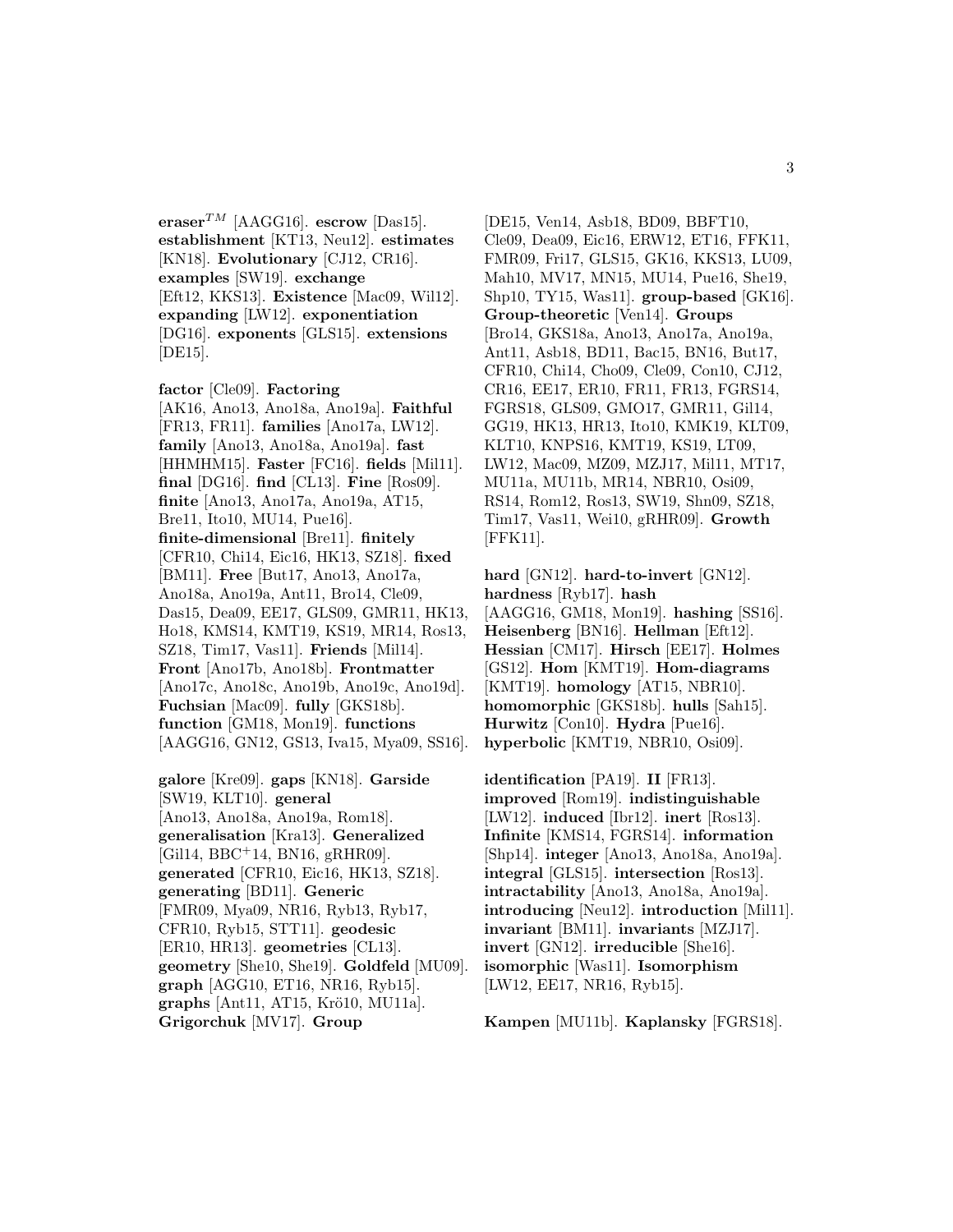**eraser**$^{TM}$ [AAGG16]. **escrow** [Das15]. **establishment** [KT13, Neu12]. **estimates** [KN18]. **Evolutionary** [CJ12, CR16]. **examples** [SW19]. **exchange** [Eft12, KKS13]. **Existence** [Mac09, Wil12]. **expanding** [LW12]. **exponentiation** [DG16]. **exponents** [GLS15]. **extensions** [DE15].

**factor** [Cle09]. **Factoring** [AK16, Ano13, Ano18a, Ano19a]. **Faithful** [FR13, FR11]. **families** [Ano17a, LW12]. **family** [Ano13, Ano18a, Ano19a]. **fast** [HHMHM15]. **Faster** [FC16]. **fields** [Mil11]. **final** [DG16]. **find** [CL13]. **Fine** [Ros09]. **finite** [Ano13, Ano17a, Ano19a, AT15, Bre11, Ito10, MU14, Pue16]. **finite-dimensional** [Bre11]. **finitely** [CFR10, Chi14, Eic16, HK13, SZ18]. **fixed** [BM11]. **Free** [But17, Ano13, Ano17a, Ano18a, Ano19a, Ant11, Bro14, Cle09, Das15, Dea09, EE17, GLS09, GMR11, HK13, Ho18, KMS14, KMT19, KS19, MR14, Ros13, SZ18, Tim17, Vas11]. **Friends** [Mil14]. **Front** [Ano17b, Ano18b]. **Frontmatter** [Ano17c, Ano18c, Ano19b, Ano19c, Ano19d]. **Fuchsian** [Mac09]. **fully** [GKS18b]. **function** [GM18, Mon19]. **functions** [AAGG16, GN12, GS13, Iva15, Mya09, SS16].

**galore** [Kre09]. **gaps** [KN18]. **Garside** [SW19, KLT10]. **general** [Ano13, Ano18a, Ano19a, Rom18]. **generalisation** [Kra13]. **Generalized** [Gil14, BBC$^{+}$14, BN16, gRHR09]. **generated** [CFR10, Eic16, HK13, SZ18]. **generating** [BD11]. **Generic** [FMR09, Mya09, NR16, Ryb13, Ryb17, CFR10, Ryb15, STT11]. **geodesic** [ER10, HR13]. **geometries** [CL13]. **geometry** [She10, She19]. **Goldfeld** [MU09]. **graph** [AGG10, ET16, NR16, Ryb15]. **graphs** [Ant11, AT15, Krö10, MU11a]. **Grigorchuk** [MV17]. **Group** [DE15, Ven14, Asb18, BD09, BBFT10, Cle09, Dea09, Eic16, ERW12, ET16, FFK11, FMR09, Fri17, GLS15, GK16, KKS13, LU09, Mah10, MV17, MN15, MU14, Pue16, She19, Shp10, TY15, Was11]. **group-based** [GK16]. **Group-theoretic** [Ven14]. **Groups** [Bro14, GKS18a, Ano13, Ano17a, Ano19a, Ant11, Asb18, BD11, Bac15, BN16, But17, CFR10, Chi14, Cho09, Cle09, Con10, CJ12, CR16, EE17, ER10, FR11, FR13, FGRS14, FGRS18, GLS09, GMO17, GMR11, Gil14, GG19, HK13, HR13, Ito10, KMK19, KLT09, KLT10, KNPS16, KMT19, KS19, LT09, LW12, Mac09, MZ09, MZJ17, Mil11, MT17, MU11a, MU11b, MR14, NBR10, Osi09, RS14, Rom12, Ros13, SW19, Shn09, SZ18, Tim17, Vas11, Wei10, gRHR09]. **Growth** [FFK11].

**hard** [GN12]. **hard-to-invert** [GN12]. **hardness** [Ryb17]. **hash** [AAGG16, GM18, Mon19]. **hashing** [SS16]. **Heisenberg** [BN16]. **Hellman** [Eft12]. **Hessian** [CM17]. **Hirsch** [EE17]. **Holmes** [GS12]. **Hom** [KMT19]. **Hom-diagrams** [KMT19]. **homology** [AT15, NBR10]. **homomorphic** [GKS18b]. **hulls** [Sah15]. **Hurwitz** [Con10]. **Hydra** [Pue16]. **hyperbolic** [KMT19, NBR10, Osi09].

**identification** [PA19]. **II** [FR13]. **improved** [Rom19]. **indistinguishable** [LW12]. **induced** [Ibr12]. **inert** [Ros13]. **Infinite** [KMS14, FGRS14]. **information** [Shp14]. **integer** [Ano13, Ano18a, Ano19a]. **integral** [GLS15]. **intersection** [Ros13]. **intractability** [Ano13, Ano18a, Ano19a]. **introducing** [Neu12]. **introduction** [Mil11]. **invariant** [BM11]. **invariants** [MZJ17]. **invert** [GN12]. **irreducible** [She16]. **isomorphic** [Was11]. **Isomorphism** [LW12, EE17, NR16, Ryb15].

**Kampen** [MU11b]. **Kaplansky** [FGRS18].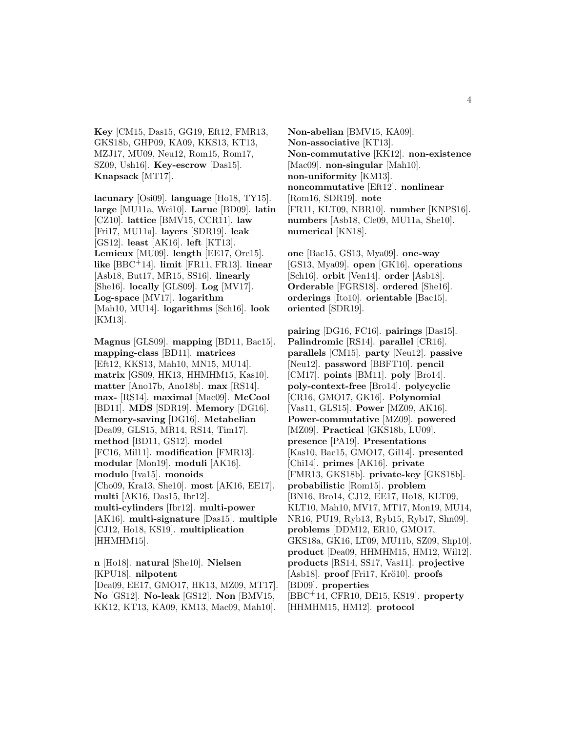**Key** [CM15, Das15, GG19, Eft12, FMR13, GKS18b, GHP09, KA09, KKS13, KT13, MZJ17, MU09, Neu12, Rom15, Rom17, SZ09, Ush16]. **Key-escrow** [Das15]. **Knapsack** [MT17].

**lacunary** [Osi09]. **language** [Ho18, TY15]. **large** [MU11a, Wei10]. **Larue** [BD09]. **latin** [CZ10]. **lattice** [BMV15, CCR11]. **law** [Fri17, MU11a]. **layers** [SDR19]. **leak** [GS12]. **least** [AK16]. **left** [KT13]. **Lemieux** [MU09]. **length** [EE17, Ore15]. **like** [BBC+14]. **limit** [FR11, FR13]. **linear** [Asb18, But17, MR15, SS16]. **linearly** [She16]. **locally** [GLS09]. **Log** [MV17]. **Log-space** [MV17]. **logarithm** [Mah10, MU14]. **logarithms** [Sch16]. **look** [KM13].

**Magnus** [GLS09]. **mapping** [BD11, Bac15]. **mapping-class** [BD11]. **matrices** [Eft12, KKS13, Mah10, MN15, MU14]. **matrix** [GS09, HK13, HHMHM15, Kas10]. **matter** [Ano17b, Ano18b]. **max** [RS14]. **max-** [RS14]. **maximal** [Mac09]. **McCool** [BD11]. **MDS** [SDR19]. **Memory** [DG16]. **Memory-saving** [DG16]. **Metabelian** [Dea09, GLS15, MR14, RS14, Tim17]. **method** [BD11, GS12]. **model** [FC16, Mil11]. **modification** [FMR13]. **modular** [Mon19]. **moduli** [AK16]. **modulo** [Iva15]. **monoids** [Cho09, Kra13, She10]. **most** [AK16, EE17]. **multi** [AK16, Das15, Ibr12]. **multi-cylinders** [Ibr12]. **multi-power** [AK16]. **multi-signature** [Das15]. **multiple** [CJ12, Ho18, KS19]. **multiplication** [HHMHM15].

**n** [Ho18]. **natural** [She10]. **Nielsen** [KPU18]. **nilpotent** [Dea09, EE17, GMO17, HK13, MZ09, MT17]. **No** [GS12]. **No-leak** [GS12]. **Non** [BMV15, KK12, KT13, KA09, KM13, Mac09, Mah10]. **Non-abelian** [BMV15, KA09]. **Non-associative** [KT13]. **Non-commutative** [KK12]. **non-existence** [Mac09]. **non-singular** [Mah10]. **non-uniformity** [KM13]. **noncommutative** [Eft12]. **nonlinear** [Rom16, SDR19]. **note** [FR11, KLT09, NBR10]. **number** [KNPS16]. **numbers** [Asb18, Cle09, MU11a, She10]. **numerical** [KN18].

**one** [Bac15, GS13, Mya09]. **one-way** [GS13, Mya09]. **open** [GK16]. **operations** [Sch16]. **orbit** [Ven14]. **order** [Asb18]. **Orderable** [FGRS18]. **ordered** [She16]. **orderings** [Ito10]. **orientable** [Bac15]. **oriented** [SDR19].

**pairing** [DG16, FC16]. **pairings** [Das15]. **Palindromic** [RS14]. **parallel** [CR16]. **parallels** [CM15]. **party** [Neu12]. **passive** [Neu12]. **password** [BBFT10]. **pencil** [CM17]. **points** [BM11]. **poly** [Bro14]. **poly-context-free** [Bro14]. **polycyclic** [CR16, GMO17, GK16]. **Polynomial** [Vas11, GLS15]. **Power** [MZ09, AK16]. **Power-commutative** [MZ09]. **powered** [MZ09]. **Practical** [GKS18b, LU09]. **presence** [PA19]. **Presentations** [Kas10, Bac15, GMO17, Gil14]. **presented** [Chi14]. **primes** [AK16]. **private** [FMR13, GKS18b]. **private-key** [GKS18b]. **probabilistic** [Rom15]. **problem** [BN16, Bro14, CJ12, EE17, Ho18, KLT09, KLT10, Mah10, MV17, MT17, Mon19, MU14, NR16, PU19, Ryb13, Ryb15, Ryb17, Shn09]. **problems** [DDM12, ER10, GMO17, GKS18a, GK16, LT09, MU11b, SZ09, Shp10]. **product** [Dea09, HHMHM15, HM12, Wil12]. **products** [RS14, SS17, Vas11]. **projective** [Asb18]. **proof** [Fri17, Krö10]. **proofs** [BD09]. **properties** [BBC+14, CFR10, DE15, KS19]. **property** [HHMHM15, HM12]. **protocol**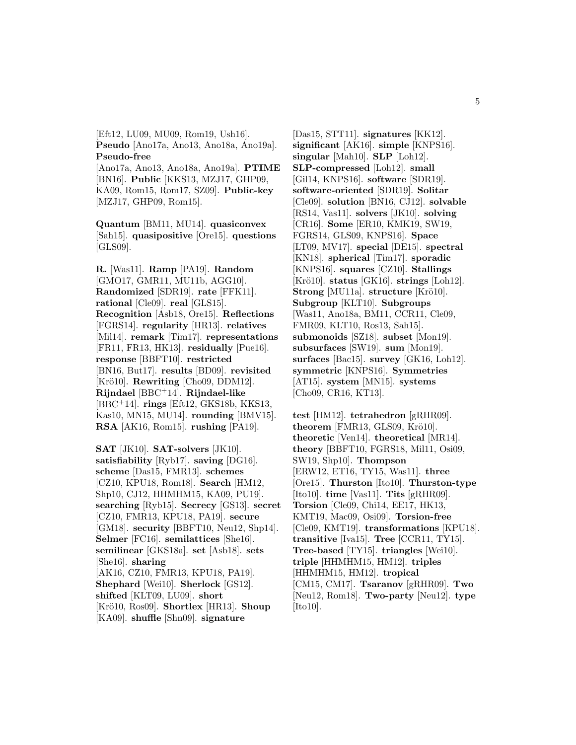[Eft12, LU09, MU09, Rom19, Ush16]. **Pseudo** [Ano17a, Ano13, Ano18a, Ano19a]. **Pseudo-free** [Ano17a, Ano13, Ano18a, Ano19a]. **PTIME** [BN16]. **Public** [KKS13, MZJ17, GHP09, KA09, Rom15, Rom17, SZ09]. **Public-key** [MZJ17, GHP09, Rom15].

**Quantum** [BM11, MU14]. **quasiconvex** [Sah15]. **quasipositive** [Ore15]. **questions** [GLS09].

**R.** [Was11]. **Ramp** [PA19]. **Random** [GMO17, GMR11, MU11b, AGG10]. **Randomized** [SDR19]. **rate** [FFK11]. **rational** [Cle09]. **real** [GLS15]. **Recognition** [Asb18, Ore15]. **Reflections** [FGRS14]. **regularity** [HR13]. **relatives** [Mil14]. **remark** [Tim17]. **representations** [FR11, FR13, HK13]. **residually** [Pue16]. **response** [BBFT10]. **restricted** [BN16, But17]. **results** [BD09]. **revisited** [Krö10]. **Rewriting** [Cho09, DDM12]. **Rijndael** [BBC+14]. **Rijndael-like** [BBC+14]. **rings** [Eft12, GKS18b, KKS13, Kas10, MN15, MU14]. **rounding** [BMV15]. **RSA** [AK16, Rom15]. **rushing** [PA19].

**SAT** [JK10]. **SAT-solvers** [JK10]. **satisfiability** [Ryb17]. **saving** [DG16]. **scheme** [Das15, FMR13]. **schemes** [CZ10, KPU18, Rom18]. **Search** [HM12, Shp10, CJ12, HHMHM15, KA09, PU19]. **searching** [Ryb15]. **Secrecy** [GS13]. **secret** [CZ10, FMR13, KPU18, PA19]. **secure** [GM18]. **security** [BBFT10, Neu12, Shp14]. **Selmer** [FC16]. **semilattices** [She16]. **semilinear** [GKS18a]. **set** [Asb18]. **sets** [She16]. **sharing** [AK16, CZ10, FMR13, KPU18, PA19]. **Shephard** [Wei10]. **Sherlock** [GS12]. **shifted** [KLT09, LU09]. **short** [Krö10, Ros09]. **Shortlex** [HR13]. **Shoup** [KA09]. **shuffle** [Shn09]. **signature** [Das15, STT11]. **signatures** [KK12]. **significant** [AK16]. **simple** [KNPS16]. **singular** [Mah10]. **SLP** [Loh12]. **SLP-compressed** [Loh12]. **small** [Gil14, KNPS16]. **software** [SDR19]. **software-oriented** [SDR19]. **Solitar** [Cle09]. **solution** [BN16, CJ12]. **solvable** [RS14, Vas11]. **solvers** [JK10]. **solving** [CR16]. **Some** [ER10, KMK19, SW19, FGRS14, GLS09, KNPS16]. **Space** [LT09, MV17]. **special** [DE15]. **spectral** [KN18]. **spherical** [Tim17]. **sporadic** [KNPS16]. **squares** [CZ10]. **Stallings** [Krö10]. **status** [GK16]. **strings** [Loh12]. **Strong** [MU11a]. **structure** [Krö10]. **Subgroup** [KLT10]. **Subgroups** [Was11, Ano18a, BM11, CCR11, Cle09, FMR09, KLT10, Ros13, Sah15]. **submonoids** [SZ18]. **subset** [Mon19]. **subsurfaces** [SW19]. **sum** [Mon19]. **surfaces** [Bac15]. **survey** [GK16, Loh12]. **symmetric** [KNPS16]. **Symmetries** [AT15]. **system** [MN15]. **systems** [Cho09, CR16, KT13].

**test** [HM12]. **tetrahedron** [gRHR09]. **theorem** [FMR13, GLS09, Krö10]. **theoretic** [Ven14]. **theoretical** [MR14]. **theory** [BBFT10, FGRS18, Mil11, Osi09, SW19, Shp10]. **Thompson** [ERW12, ET16, TY15, Was11]. **three** [Ore15]. **Thurston** [Ito10]. **Thurston-type** [Ito10]. **time** [Vas11]. **Tits** [gRHR09]. **Torsion** [Cle09, Chi14, EE17, HK13, KMT19, Mac09, Osi09]. **Torsion-free** [Cle09, KMT19]. **transformations** [KPU18]. **transitive** [Iva15]. **Tree** [CCR11, TY15]. **Tree-based** [TY15]. **triangles** [Wei10]. **triple** [HHMHM15, HM12]. **triples** [HHMHM15, HM12]. **tropical** [CM15, CM17]. **Tsaranov** [gRHR09]. **Two** [Neu12, Rom18]. **Two-party** [Neu12]. **type** [Ito10].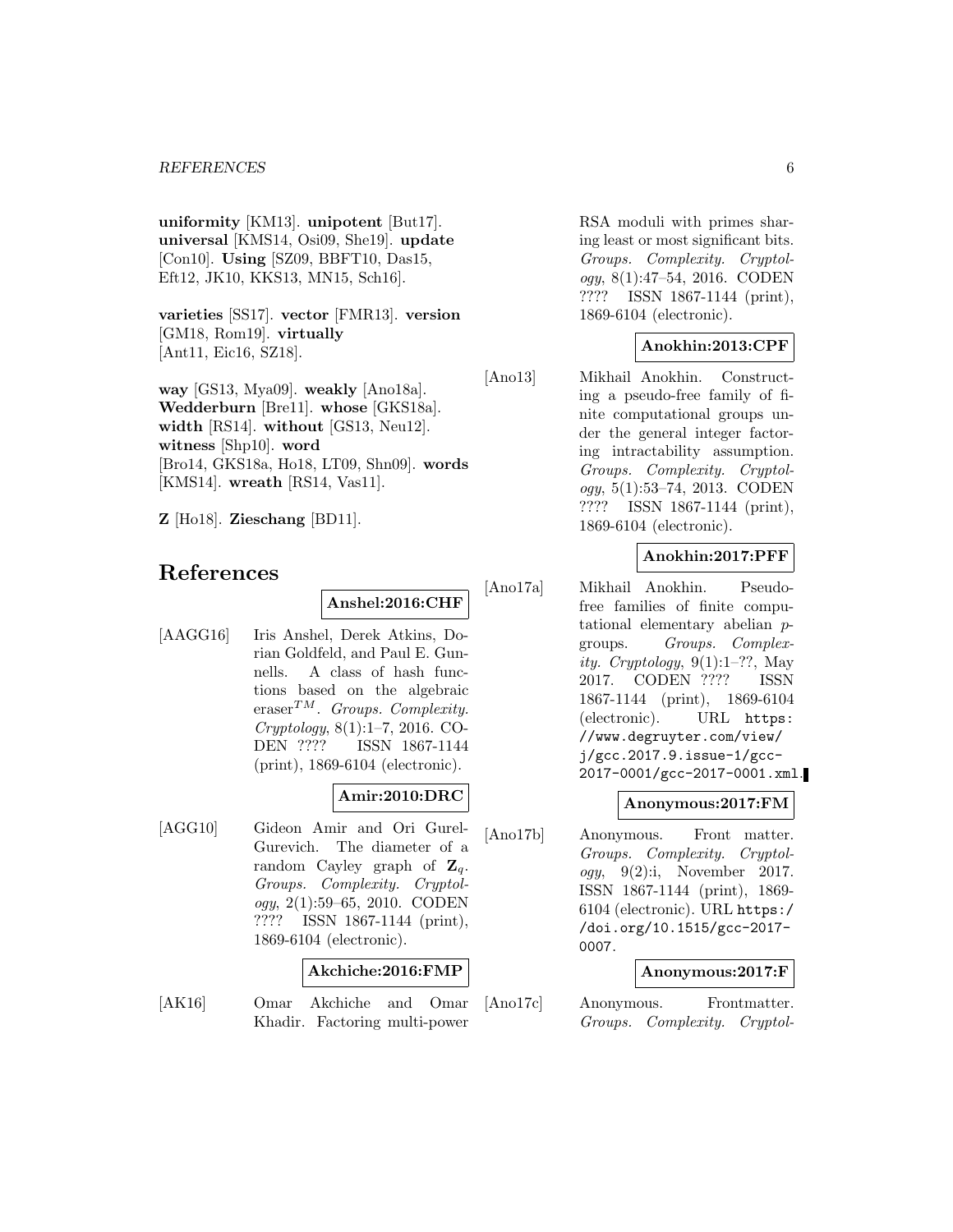**uniformity** [KM13]. **unipotent** [But17]. **universal** [KMS14, Osi09, She19]. **update** [Con10]. **Using** [SZ09, BBFT10, Das15, Eft12, JK10, KKS13, MN15, Sch16].

**varieties** [SS17]. **vector** [FMR13]. **version** [GM18, Rom19]. **virtually** [Ant11, Eic16, SZ18].

**way** [GS13, Mya09]. **weakly** [Ano18a]. **Wedderburn** [Bre11]. **whose** [GKS18a]. **width** [RS14]. **without** [GS13, Neu12]. **witness** [Shp10]. **word** [Bro14, GKS18a, Ho18, LT09, Shn09]. **words** [KMS14]. **wreath** [RS14, Vas11].

**Z** [Ho18]. **Zieschang** [BD11].

# References

**Anshel:2016:CHF**

[AAGG16] Iris Anshel, Derek Atkins, Dorian Goldfeld, and Paul E. Gunnells. A class of hash functions based on the algebraic eraser$^{TM}$. *Groups. Complexity. Cryptology*, 8(1):1–7, 2016. CODEN ???? ISSN 1867-1144 (print), 1869-6104 (electronic).

**Amir:2010:DRC**

[AGG10] Gideon Amir and Ori Gurel-Gurevich. The diameter of a random Cayley graph of $\mathbf{Z}_q$. *Groups. Complexity. Cryptology*, 2(1):59–65, 2010. CODEN ???? ISSN 1867-1144 (print), 1869-6104 (electronic).

**Akchiche:2016:FMP**

[AK16] Omar Akchiche and Omar Khadir. Factoring multi-power RSA moduli with primes sharing least or most significant bits. *Groups. Complexity. Cryptology*, 8(1):47–54, 2016. CODEN ???? ISSN 1867-1144 (print), 1869-6104 (electronic).

**Anokhin:2013:CPF**

[Ano13] Mikhail Anokhin. Constructing a pseudo-free family of finite computational groups under the general integer factoring intractability assumption. *Groups. Complexity. Cryptology*, 5(1):53–74, 2013. CODEN ???? ISSN 1867-1144 (print), 1869-6104 (electronic).

**Anokhin:2017:PFF**

[Ano17a] Mikhail Anokhin. Pseudo-free families of finite computational elementary abelian $p$-groups. *Groups. Complexity. Cryptology*, 9(1):1–??, May 2017. CODEN ???? ISSN 1867-1144 (print), 1869-6104 (electronic). URL https://www.degruyter.com/view/j/gcc.2017.9.issue-1/gcc-2017-0001/gcc-2017-0001.xml.

**Anonymous:2017:FM**

[Ano17b] Anonymous. Front matter. *Groups. Complexity. Cryptology*, 9(2):i, November 2017. ISSN 1867-1144 (print), 1869-6104 (electronic). URL https://doi.org/10.1515/gcc-2017-0007.

**Anonymous:2017:F**

[Ano17c] Anonymous. Frontmatter. *Groups. Complexity. Cryptol-*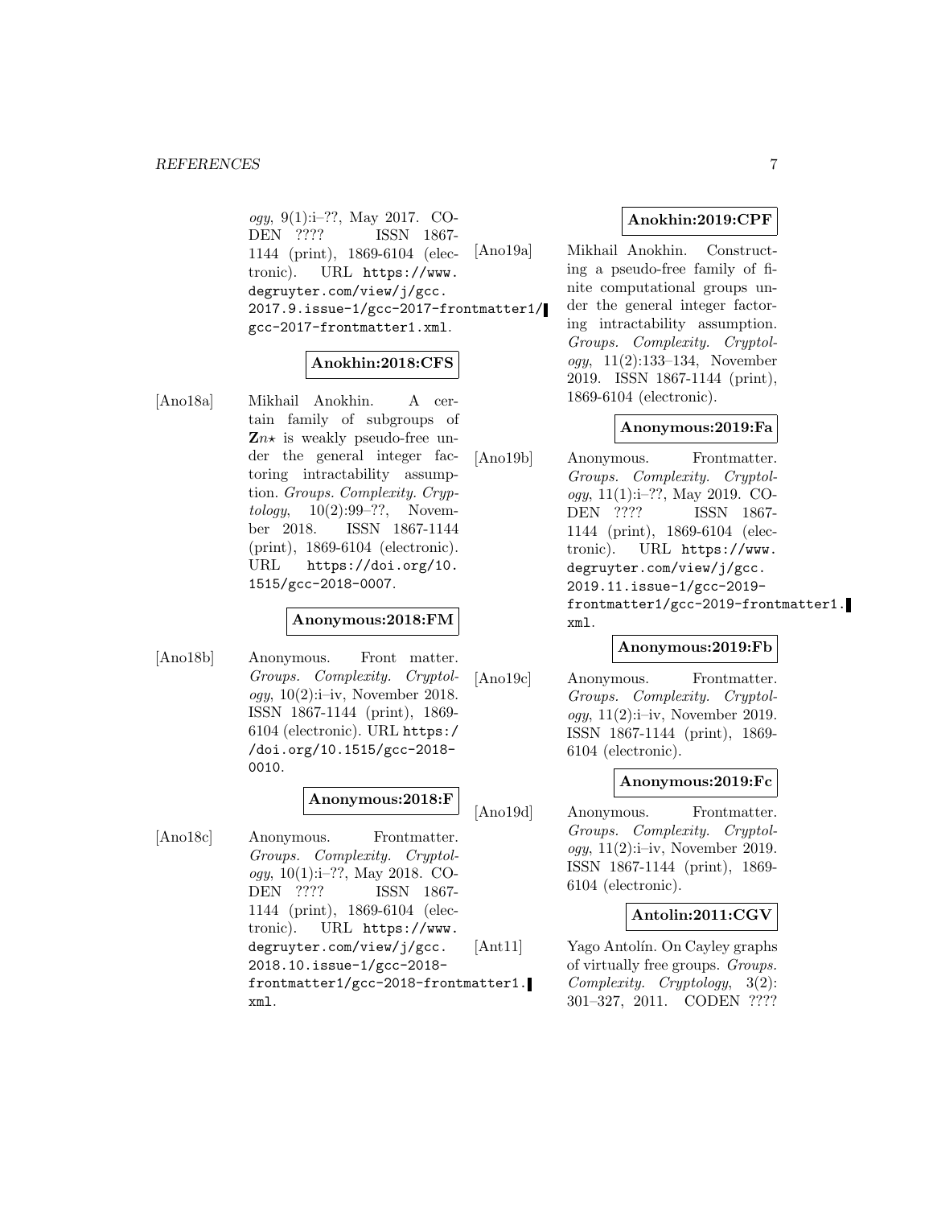*ogy*, 9(1):i–??, May 2017. CODEN ???? ISSN 1867-1144 (print), 1869-6104 (electronic). URL https://www.degruyter.com/view/j/gcc.2017.9.issue-1/gcc-2017-frontmatter1/gcc-2017-frontmatter1.xml.

**Anokhin:2018:CFS**

[Ano18a] Mikhail Anokhin. A certain family of subgroups of $\mathbf{Z}n\star$ is weakly pseudo-free under the general integer factoring intractability assumption. *Groups. Complexity. Cryptology*, 10(2):99–??, November 2018. ISSN 1867-1144 (print), 1869-6104 (electronic). URL https://doi.org/10.1515/gcc-2018-0007.

**Anonymous:2018:FM**

[Ano18b] Anonymous. Front matter. *Groups. Complexity. Cryptology*, 10(2):i–iv, November 2018. ISSN 1867-1144 (print), 1869-6104 (electronic). URL https://doi.org/10.1515/gcc-2018-0010.

**Anonymous:2018:F**

[Ano18c] Anonymous. Frontmatter. *Groups. Complexity. Cryptology*, 10(1):i–??, May 2018. CODEN ???? ISSN 1867-1144 (print), 1869-6104 (electronic). URL https://www.degruyter.com/view/j/gcc.2018.10.issue-1/gcc-2018-frontmatter1/gcc-2018-frontmatter1.xml.

**Anokhin:2019:CPF**

[Ano19a] Mikhail Anokhin. Constructing a pseudo-free family of finite computational groups under the general integer factoring intractability assumption. *Groups. Complexity. Cryptology*, 11(2):133–134, November 2019. ISSN 1867-1144 (print), 1869-6104 (electronic).

**Anonymous:2019:Fa**

[Ano19b] Anonymous. Frontmatter. *Groups. Complexity. Cryptology*, 11(1):i–??, May 2019. CODEN ???? ISSN 1867-1144 (print), 1869-6104 (electronic). URL https://www.degruyter.com/view/j/gcc.2019.11.issue-1/gcc-2019-frontmatter1/gcc-2019-frontmatter1.xml.

**Anonymous:2019:Fb**

[Ano19c] Anonymous. Frontmatter. *Groups. Complexity. Cryptology*, 11(2):i–iv, November 2019. ISSN 1867-1144 (print), 1869-6104 (electronic).

**Anonymous:2019:Fc**

[Ano19d] Anonymous. Frontmatter. *Groups. Complexity. Cryptology*, 11(2):i–iv, November 2019. ISSN 1867-1144 (print), 1869-6104 (electronic).

**Antolin:2011:CGV**

[Ant11] Yago Antolín. On Cayley graphs of virtually free groups. *Groups. Complexity. Cryptology*, 3(2): 301–327, 2011. CODEN ????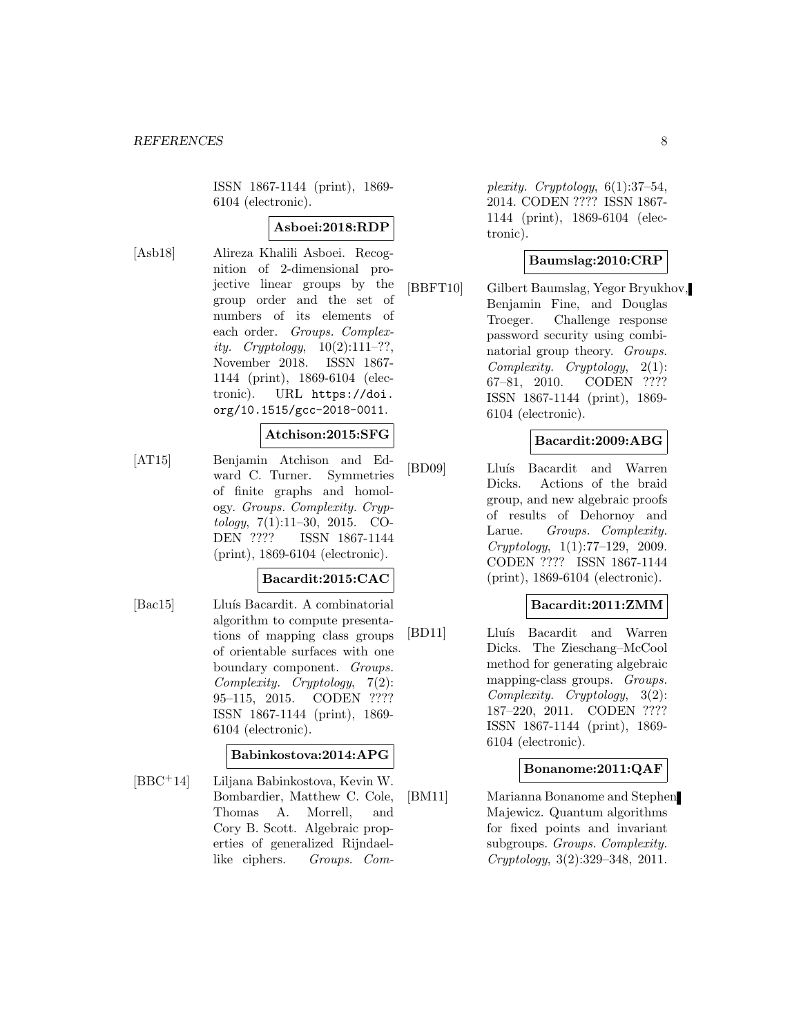ISSN 1867-1144 (print), 1869-6104 (electronic).

**Asboei:2018:RDP**

[Asb18] Alireza Khalili Asboei. Recognition of 2-dimensional projective linear groups by the group order and the set of numbers of its elements of each order. *Groups. Complexity. Cryptology*, 10(2):111–??, November 2018. ISSN 1867-1144 (print), 1869-6104 (electronic). URL https://doi.org/10.1515/gcc-2018-0011.

**Atchison:2015:SFG**

[AT15] Benjamin Atchison and Edward C. Turner. Symmetries of finite graphs and homology. *Groups. Complexity. Cryptology*, 7(1):11–30, 2015. CODEN ???? ISSN 1867-1144 (print), 1869-6104 (electronic).

**Bacardit:2015:CAC**

[Bac15] Lluís Bacardit. A combinatorial algorithm to compute presentations of mapping class groups of orientable surfaces with one boundary component. *Groups. Complexity. Cryptology*, 7(2): 95–115, 2015. CODEN ???? ISSN 1867-1144 (print), 1869-6104 (electronic).

**Babinkostova:2014:APG**

[BBC+14] Liljana Babinkostova, Kevin W. Bombardier, Matthew C. Cole, Thomas A. Morrell, and Cory B. Scott. Algebraic properties of generalized Rijndael-like ciphers. *Groups. Complexity. Cryptology*, 6(1):37–54, 2014. CODEN ???? ISSN 1867-1144 (print), 1869-6104 (electronic).

**Baumslag:2010:CRP**

[BBFT10] Gilbert Baumslag, Yegor Bryukhov, Benjamin Fine, and Douglas Troeger. Challenge response password security using combinatorial group theory. *Groups. Complexity. Cryptology*, 2(1): 67–81, 2010. CODEN ???? ISSN 1867-1144 (print), 1869-6104 (electronic).

**Bacardit:2009:ABG**

[BD09] Lluís Bacardit and Warren Dicks. Actions of the braid group, and new algebraic proofs of results of Dehornoy and Larue. *Groups. Complexity. Cryptology*, 1(1):77–129, 2009. CODEN ???? ISSN 1867-1144 (print), 1869-6104 (electronic).

**Bacardit:2011:ZMM**

[BD11] Lluís Bacardit and Warren Dicks. The Zieschang–McCool method for generating algebraic mapping-class groups. *Groups. Complexity. Cryptology*, 3(2): 187–220, 2011. CODEN ???? ISSN 1867-1144 (print), 1869-6104 (electronic).

**Bonanome:2011:QAF**

[BM11] Marianna Bonanome and Stephen Majewicz. Quantum algorithms for fixed points and invariant subgroups. *Groups. Complexity. Cryptology*, 3(2):329–348, 2011.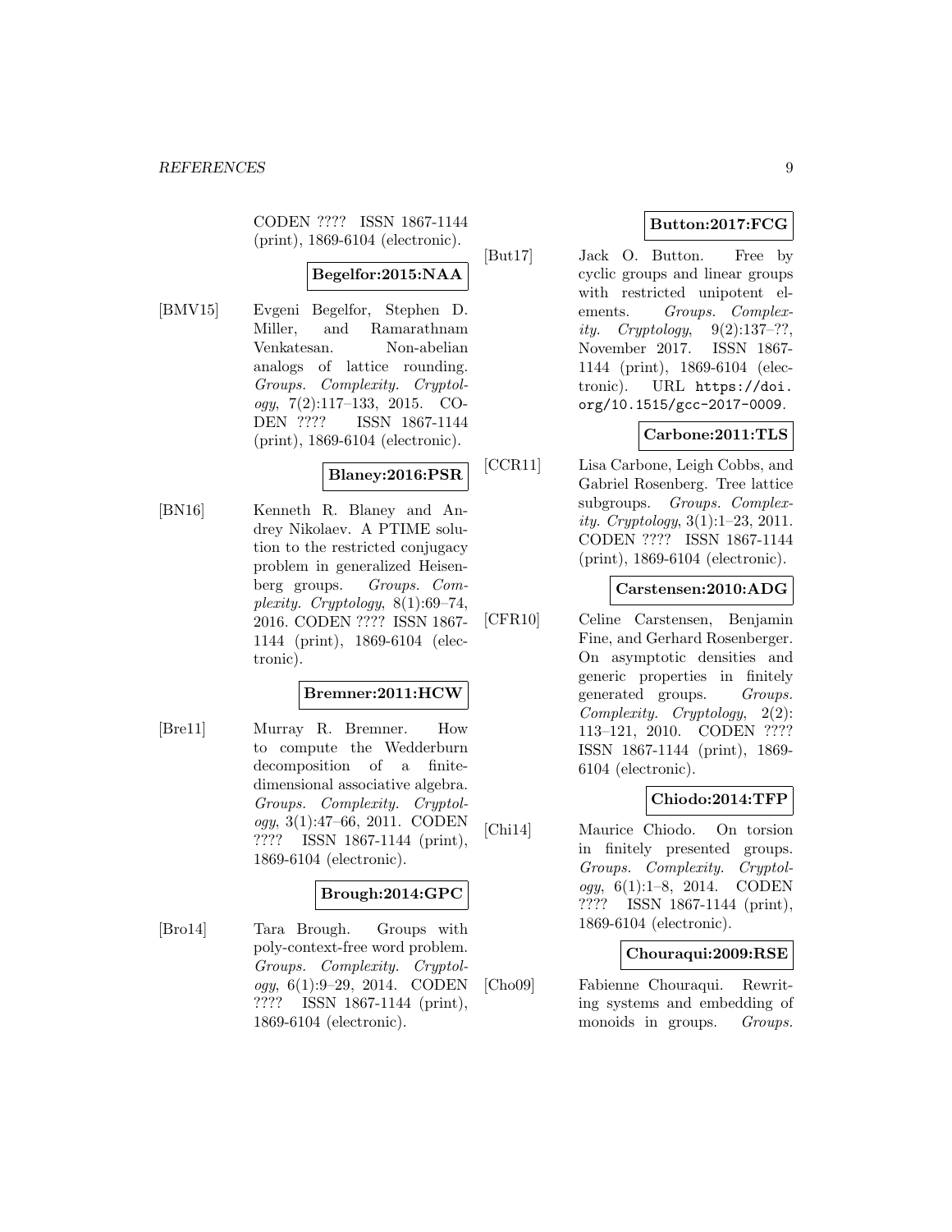CODEN ???? ISSN 1867-1144 (print), 1869-6104 (electronic).

**Begelfor:2015:NAA**

[BMV15] Evgeni Begelfor, Stephen D. Miller, and Ramarathnam Venkatesan. Non-abelian analogs of lattice rounding. *Groups. Complexity. Cryptology*, 7(2):117–133, 2015. CODEN ???? ISSN 1867-1144 (print), 1869-6104 (electronic).

**Blaney:2016:PSR**

[BN16] Kenneth R. Blaney and Andrey Nikolaev. A PTIME solution to the restricted conjugacy problem in generalized Heisenberg groups. *Groups. Complexity. Cryptology*, 8(1):69–74, 2016. CODEN ???? ISSN 1867-1144 (print), 1869-6104 (electronic).

**Bremner:2011:HCW**

[Bre11] Murray R. Bremner. How to compute the Wedderburn decomposition of a finite-dimensional associative algebra. *Groups. Complexity. Cryptology*, 3(1):47–66, 2011. CODEN ???? ISSN 1867-1144 (print), 1869-6104 (electronic).

**Brough:2014:GPC**

[Bro14] Tara Brough. Groups with poly-context-free word problem. *Groups. Complexity. Cryptology*, 6(1):9–29, 2014. CODEN ???? ISSN 1867-1144 (print), 1869-6104 (electronic).

**Button:2017:FCG**

[But17] Jack O. Button. Free by cyclic groups and linear groups with restricted unipotent elements. *Groups. Complexity. Cryptology*, 9(2):137–??, November 2017. ISSN 1867-1144 (print), 1869-6104 (electronic). URL https://doi.org/10.1515/gcc-2017-0009.

**Carbone:2011:TLS**

[CCR11] Lisa Carbone, Leigh Cobbs, and Gabriel Rosenberg. Tree lattice subgroups. *Groups. Complexity. Cryptology*, 3(1):1–23, 2011. CODEN ???? ISSN 1867-1144 (print), 1869-6104 (electronic).

**Carstensen:2010:ADG**

[CFR10] Celine Carstensen, Benjamin Fine, and Gerhard Rosenberger. On asymptotic densities and generic properties in finitely generated groups. *Groups. Complexity. Cryptology*, 2(2): 113–121, 2010. CODEN ???? ISSN 1867-1144 (print), 1869-6104 (electronic).

**Chiodo:2014:TFP**

[Chi14] Maurice Chiodo. On torsion in finitely presented groups. *Groups. Complexity. Cryptology*, 6(1):1–8, 2014. CODEN ???? ISSN 1867-1144 (print), 1869-6104 (electronic).

**Chouraqui:2009:RSE**

[Cho09] Fabienne Chouraqui. Rewriting systems and embedding of monoids in groups. *Groups.*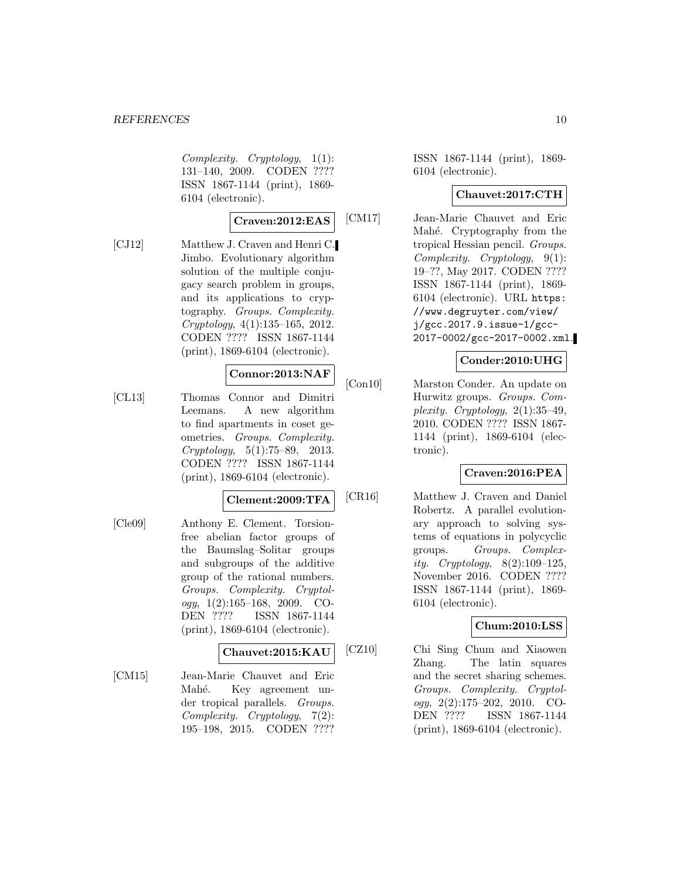*Complexity. Cryptology*, 1(1): 131–140, 2009. CODEN ???? ISSN 1867-1144 (print), 1869-6104 (electronic).

**Craven:2012:EAS**

[CJ12] Matthew J. Craven and Henri C. Jimbo. Evolutionary algorithm solution of the multiple conjugacy search problem in groups, and its applications to cryptography. *Groups. Complexity. Cryptology*, 4(1):135–165, 2012. CODEN ???? ISSN 1867-1144 (print), 1869-6104 (electronic).

**Connor:2013:NAF**

[CL13] Thomas Connor and Dimitri Leemans. A new algorithm to find apartments in coset geometries. *Groups. Complexity. Cryptology*, 5(1):75–89, 2013. CODEN ???? ISSN 1867-1144 (print), 1869-6104 (electronic).

**Clement:2009:TFA**

[Cle09] Anthony E. Clement. Torsion-free abelian factor groups of the Baumslag–Solitar groups and subgroups of the additive group of the rational numbers. *Groups. Complexity. Cryptology*, 1(2):165–168, 2009. CODEN ???? ISSN 1867-1144 (print), 1869-6104 (electronic).

**Chauvet:2015:KAU**

[CM15] Jean-Marie Chauvet and Eric Mahé. Key agreement under tropical parallels. *Groups. Complexity. Cryptology*, 7(2): 195–198, 2015. CODEN ???? ISSN 1867-1144 (print), 1869-6104 (electronic).

**Chauvet:2017:CTH**

[CM17] Jean-Marie Chauvet and Eric Mahé. Cryptography from the tropical Hessian pencil. *Groups. Complexity. Cryptology*, 9(1): 19–??, May 2017. CODEN ???? ISSN 1867-1144 (print), 1869-6104 (electronic). URL `https://www.degruyter.com/view/j/gcc.2017.9.issue-1/gcc-2017-0002/gcc-2017-0002.xml`.

**Conder:2010:UHG**

[Con10] Marston Conder. An update on Hurwitz groups. *Groups. Complexity. Cryptology*, 2(1):35–49, 2010. CODEN ???? ISSN 1867-1144 (print), 1869-6104 (electronic).

**Craven:2016:PEA**

[CR16] Matthew J. Craven and Daniel Robertz. A parallel evolutionary approach to solving systems of equations in polycyclic groups. *Groups. Complexity. Cryptology*, 8(2):109–125, November 2016. CODEN ???? ISSN 1867-1144 (print), 1869-6104 (electronic).

**Chum:2010:LSS**

[CZ10] Chi Sing Chum and Xiaowen Zhang. The latin squares and the secret sharing schemes. *Groups. Complexity. Cryptology*, 2(2):175–202, 2010. CODEN ???? ISSN 1867-1144 (print), 1869-6104 (electronic).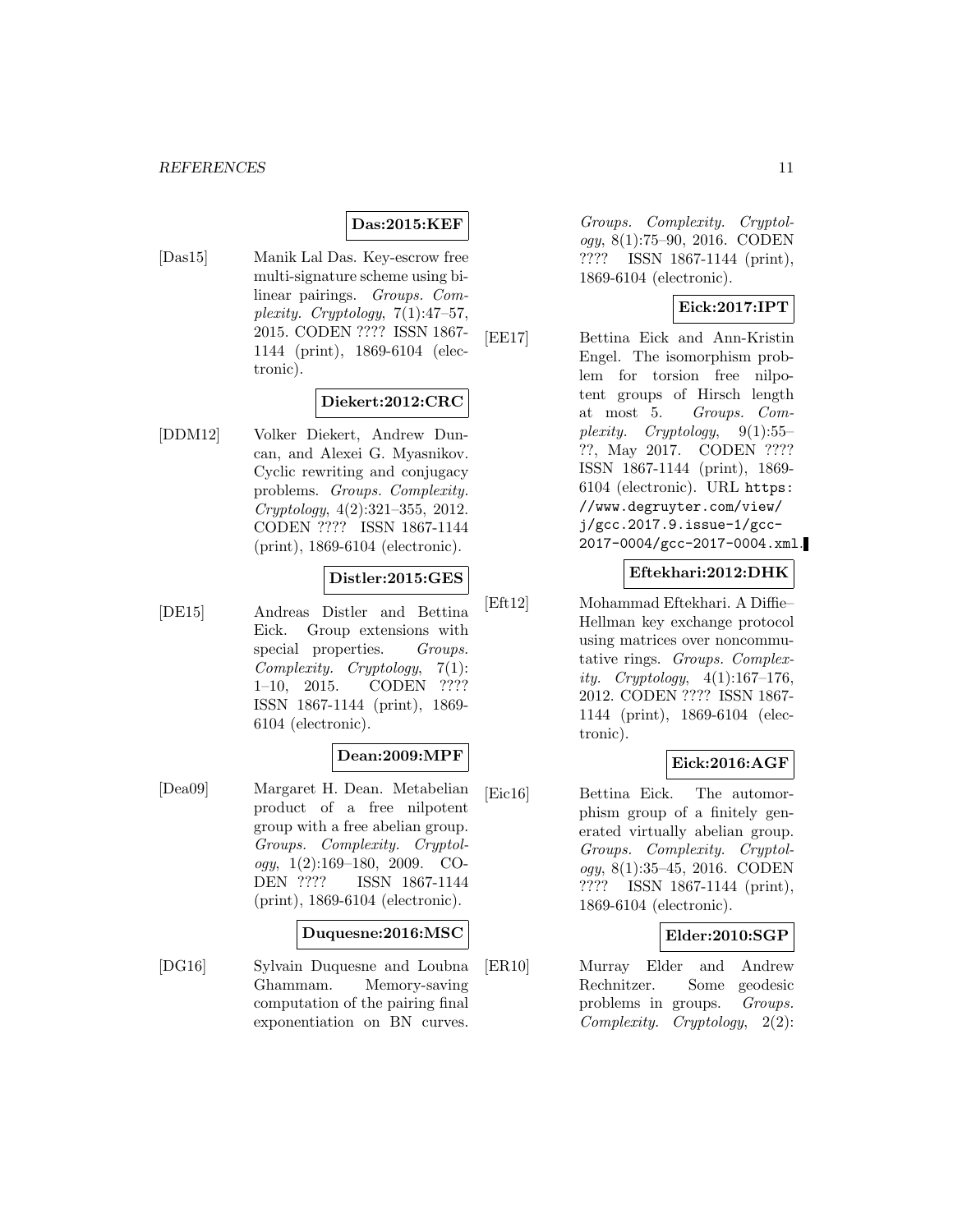**Das:2015:KEF**

[Das15] Manik Lal Das. Key-escrow free multi-signature scheme using bilinear pairings. *Groups. Complexity. Cryptology*, 7(1):47–57, 2015. CODEN ???? ISSN 1867-1144 (print), 1869-6104 (electronic).

**Diekert:2012:CRC**

[DDM12] Volker Diekert, Andrew Duncan, and Alexei G. Myasnikov. Cyclic rewriting and conjugacy problems. *Groups. Complexity. Cryptology*, 4(2):321–355, 2012. CODEN ???? ISSN 1867-1144 (print), 1869-6104 (electronic).

**Distler:2015:GES**

[DE15] Andreas Distler and Bettina Eick. Group extensions with special properties. *Groups. Complexity. Cryptology*, 7(1): 1–10, 2015. CODEN ???? ISSN 1867-1144 (print), 1869-6104 (electronic).

**Dean:2009:MPF**

[Dea09] Margaret H. Dean. Metabelian product of a free nilpotent group with a free abelian group. *Groups. Complexity. Cryptology*, 1(2):169–180, 2009. CODEN ???? ISSN 1867-1144 (print), 1869-6104 (electronic).

**Duquesne:2016:MSC**

[DG16] Sylvain Duquesne and Loubna Ghammam. Memory-saving computation of the pairing final exponentiation on BN curves. *Groups. Complexity. Cryptology*, 8(1):75–90, 2016. CODEN ???? ISSN 1867-1144 (print), 1869-6104 (electronic).

**Eick:2017:IPT**

[EE17] Bettina Eick and Ann-Kristin Engel. The isomorphism problem for torsion free nilpotent groups of Hirsch length at most 5. *Groups. Complexity. Cryptology*, 9(1):55–??, May 2017. CODEN ???? ISSN 1867-1144 (print), 1869-6104 (electronic). URL https://www.degruyter.com/view/j/gcc.2017.9.issue-1/gcc-2017-0004/gcc-2017-0004.xml.

**Eftekhari:2012:DHK**

[Eft12] Mohammad Eftekhari. A Diffie–Hellman key exchange protocol using matrices over noncommutative rings. *Groups. Complexity. Cryptology*, 4(1):167–176, 2012. CODEN ???? ISSN 1867-1144 (print), 1869-6104 (electronic).

**Eick:2016:AGF**

[Eic16] Bettina Eick. The automorphism group of a finitely generated virtually abelian group. *Groups. Complexity. Cryptology*, 8(1):35–45, 2016. CODEN ???? ISSN 1867-1144 (print), 1869-6104 (electronic).

**Elder:2010:SGP**

[ER10] Murray Elder and Andrew Rechnitzer. Some geodesic problems in groups. *Groups. Complexity. Cryptology*, 2(2):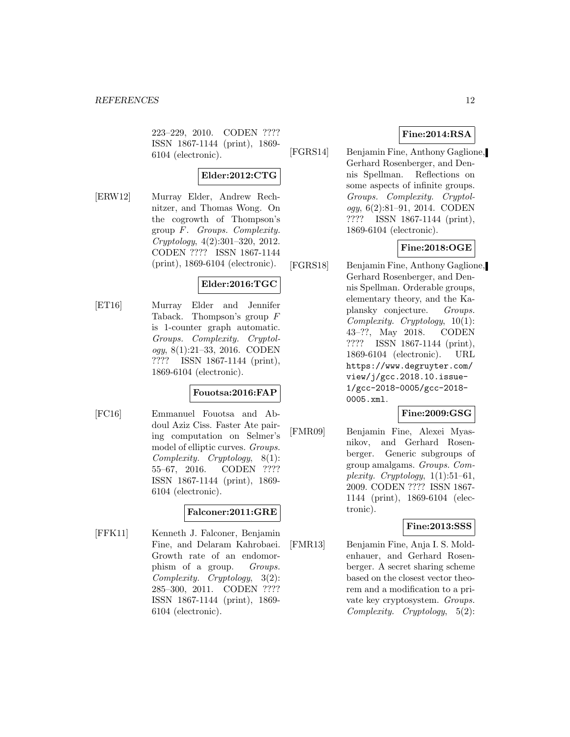223–229, 2010. CODEN ???? ISSN 1867-1144 (print), 1869-6104 (electronic).

**Elder:2012:CTG**

[ERW12] Murray Elder, Andrew Rechnitzer, and Thomas Wong. On the cogrowth of Thompson's group $F$. *Groups. Complexity. Cryptology*, 4(2):301–320, 2012. CODEN ???? ISSN 1867-1144 (print), 1869-6104 (electronic).

**Elder:2016:TGC**

[ET16] Murray Elder and Jennifer Taback. Thompson's group $F$ is 1-counter graph automatic. *Groups. Complexity. Cryptology*, 8(1):21–33, 2016. CODEN ???? ISSN 1867-1144 (print), 1869-6104 (electronic).

**Fouotsa:2016:FAP**

[FC16] Emmanuel Fouotsa and Abdoul Aziz Ciss. Faster Ate pairing computation on Selmer's model of elliptic curves. *Groups. Complexity. Cryptology*, 8(1):55–67, 2016. CODEN ???? ISSN 1867-1144 (print), 1869-6104 (electronic).

**Falconer:2011:GRE**

[FFK11] Kenneth J. Falconer, Benjamin Fine, and Delaram Kahrobaei. Growth rate of an endomorphism of a group. *Groups. Complexity. Cryptology*, 3(2):285–300, 2011. CODEN ???? ISSN 1867-1144 (print), 1869-6104 (electronic).

**Fine:2014:RSA**

[FGRS14] Benjamin Fine, Anthony Gaglione, Gerhard Rosenberger, and Dennis Spellman. Reflections on some aspects of infinite groups. *Groups. Complexity. Cryptology*, 6(2):81–91, 2014. CODEN ???? ISSN 1867-1144 (print), 1869-6104 (electronic).

**Fine:2018:OGE**

[FGRS18] Benjamin Fine, Anthony Gaglione, Gerhard Rosenberger, and Dennis Spellman. Orderable groups, elementary theory, and the Kaplansky conjecture. *Groups. Complexity. Cryptology*, 10(1):43–??, May 2018. CODEN ???? ISSN 1867-1144 (print), 1869-6104 (electronic). URL https://www.degruyter.com/view/j/gcc.2018.10.issue-1/gcc-2018-0005/gcc-2018-0005.xml.

**Fine:2009:GSG**

[FMR09] Benjamin Fine, Alexei Myasnikov, and Gerhard Rosenberger. Generic subgroups of group amalgams. *Groups. Complexity. Cryptology*, 1(1):51–61, 2009. CODEN ???? ISSN 1867-1144 (print), 1869-6104 (electronic).

**Fine:2013:SSS**

[FMR13] Benjamin Fine, Anja I. S. Moldenhauer, and Gerhard Rosenberger. A secret sharing scheme based on the closest vector theorem and a modification to a private key cryptosystem. *Groups. Complexity. Cryptology*, 5(2):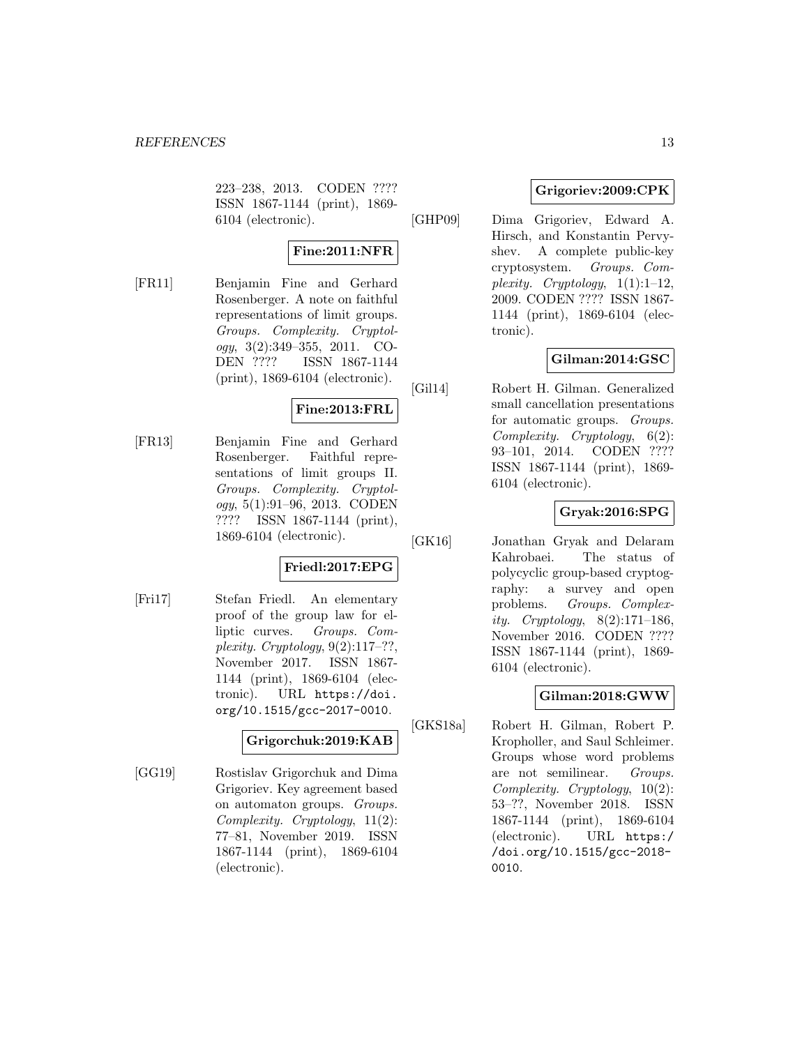223–238, 2013. CODEN ???? ISSN 1867-1144 (print), 1869-6104 (electronic).

**Fine:2011:NFR**

[FR11] Benjamin Fine and Gerhard Rosenberger. A note on faithful representations of limit groups. *Groups. Complexity. Cryptology*, 3(2):349–355, 2011. CODEN ???? ISSN 1867-1144 (print), 1869-6104 (electronic).

**Fine:2013:FRL**

[FR13] Benjamin Fine and Gerhard Rosenberger. Faithful representations of limit groups II. *Groups. Complexity. Cryptology*, 5(1):91–96, 2013. CODEN ???? ISSN 1867-1144 (print), 1869-6104 (electronic).

**Friedl:2017:EPG**

[Fri17] Stefan Friedl. An elementary proof of the group law for elliptic curves. *Groups. Complexity. Cryptology*, 9(2):117–??, November 2017. ISSN 1867-1144 (print), 1869-6104 (electronic). URL https://doi.org/10.1515/gcc-2017-0010.

**Grigorchuk:2019:KAB**

[GG19] Rostislav Grigorchuk and Dima Grigoriev. Key agreement based on automaton groups. *Groups. Complexity. Cryptology*, 11(2): 77–81, November 2019. ISSN 1867-1144 (print), 1869-6104 (electronic).

**Grigoriev:2009:CPK**

[GHP09] Dima Grigoriev, Edward A. Hirsch, and Konstantin Pervyshev. A complete public-key cryptosystem. *Groups. Complexity. Cryptology*, 1(1):1–12, 2009. CODEN ???? ISSN 1867-1144 (print), 1869-6104 (electronic).

**Gilman:2014:GSC**

[Gil14] Robert H. Gilman. Generalized small cancellation presentations for automatic groups. *Groups. Complexity. Cryptology*, 6(2): 93–101, 2014. CODEN ???? ISSN 1867-1144 (print), 1869-6104 (electronic).

**Gryak:2016:SPG**

[GK16] Jonathan Gryak and Delaram Kahrobaei. The status of polycyclic group-based cryptography: a survey and open problems. *Groups. Complexity. Cryptology*, 8(2):171–186, November 2016. CODEN ???? ISSN 1867-1144 (print), 1869-6104 (electronic).

**Gilman:2018:GWW**

[GKS18a] Robert H. Gilman, Robert P. Kropholler, and Saul Schleimer. Groups whose word problems are not semilinear. *Groups. Complexity. Cryptology*, 10(2): 53–??, November 2018. ISSN 1867-1144 (print), 1869-6104 (electronic). URL https://doi.org/10.1515/gcc-2018-0010.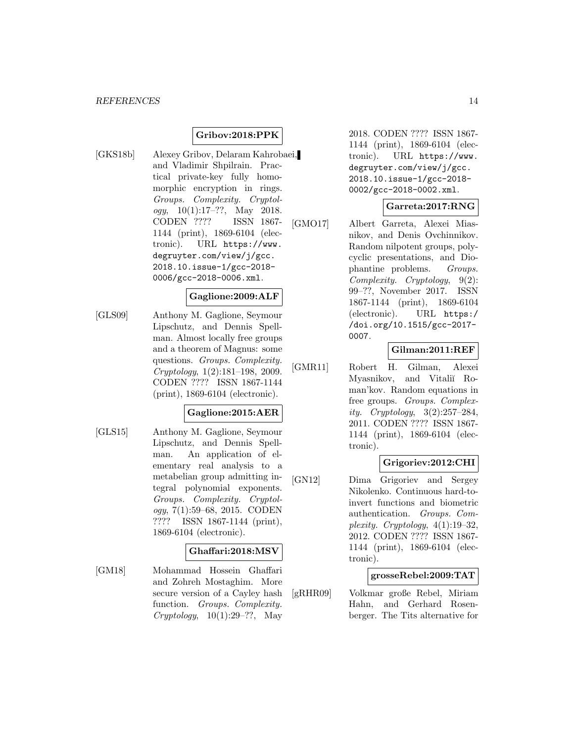**Gribov:2018:PPK**

[GKS18b] Alexey Gribov, Delaram Kahrobaei, and Vladimir Shpilrain. Practical private-key fully homomorphic encryption in rings. *Groups. Complexity. Cryptology*, 10(1):17–??, May 2018. CODEN ???? ISSN 1867-1144 (print), 1869-6104 (electronic). URL https://www.degruyter.com/view/j/gcc.2018.10.issue-1/gcc-2018-0006/gcc-2018-0006.xml.

**Gaglione:2009:ALF**

[GLS09] Anthony M. Gaglione, Seymour Lipschutz, and Dennis Spellman. Almost locally free groups and a theorem of Magnus: some questions. *Groups. Complexity. Cryptology*, 1(2):181–198, 2009. CODEN ???? ISSN 1867-1144 (print), 1869-6104 (electronic).

**Gaglione:2015:AER**

[GLS15] Anthony M. Gaglione, Seymour Lipschutz, and Dennis Spellman. An application of elementary real analysis to a metabelian group admitting integral polynomial exponents. *Groups. Complexity. Cryptology*, 7(1):59–68, 2015. CODEN ???? ISSN 1867-1144 (print), 1869-6104 (electronic).

**Ghaffari:2018:MSV**

[GM18] Mohammad Hossein Ghaffari and Zohreh Mostaghim. More secure version of a Cayley hash function. *Groups. Complexity. Cryptology*, 10(1):29–??, May 2018. CODEN ???? ISSN 1867-1144 (print), 1869-6104 (electronic). URL https://www.degruyter.com/view/j/gcc.2018.10.issue-1/gcc-2018-0002/gcc-2018-0002.xml.

**Garreta:2017:RNG**

[GMO17] Albert Garreta, Alexei Miasnikov, and Denis Ovchinnikov. Random nilpotent groups, polycyclic presentations, and Diophantine problems. *Groups. Complexity. Cryptology*, 9(2):99–??, November 2017. ISSN 1867-1144 (print), 1869-6104 (electronic). URL https://doi.org/10.1515/gcc-2017-0007.

**Gilman:2011:REF**

[GMR11] Robert H. Gilman, Alexei Myasnikov, and Vitaliĭ Roman'kov. Random equations in free groups. *Groups. Complexity. Cryptology*, 3(2):257–284, 2011. CODEN ???? ISSN 1867-1144 (print), 1869-6104 (electronic).

**Grigoriev:2012:CHI**

[GN12] Dima Grigoriev and Sergey Nikolenko. Continuous hard-to-invert functions and biometric authentication. *Groups. Complexity. Cryptology*, 4(1):19–32, 2012. CODEN ???? ISSN 1867-1144 (print), 1869-6104 (electronic).

**grosseRebel:2009:TAT**

[gRHR09] Volkmar große Rebel, Miriam Hahn, and Gerhard Rosenberger. The Tits alternative for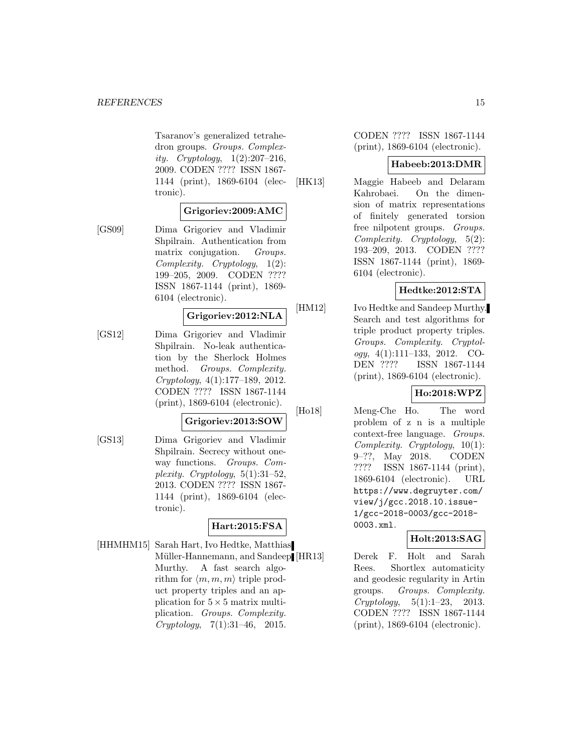Tsaranov's generalized tetrahedron groups. *Groups. Complexity. Cryptology*, 1(2):207–216, 2009. CODEN ???? ISSN 1867-1144 (print), 1869-6104 (electronic).

**Grigoriev:2009:AMC**

[GS09] Dima Grigoriev and Vladimir Shpilrain. Authentication from matrix conjugation. *Groups. Complexity. Cryptology*, 1(2): 199–205, 2009. CODEN ???? ISSN 1867-1144 (print), 1869-6104 (electronic).

**Grigoriev:2012:NLA**

[GS12] Dima Grigoriev and Vladimir Shpilrain. No-leak authentication by the Sherlock Holmes method. *Groups. Complexity. Cryptology*, 4(1):177–189, 2012. CODEN ???? ISSN 1867-1144 (print), 1869-6104 (electronic).

**Grigoriev:2013:SOW**

[GS13] Dima Grigoriev and Vladimir Shpilrain. Secrecy without one-way functions. *Groups. Complexity. Cryptology*, 5(1):31–52, 2013. CODEN ???? ISSN 1867-1144 (print), 1869-6104 (electronic).

**Hart:2015:FSA**

[HHMHM15] Sarah Hart, Ivo Hedtke, Matthias Müller-Hannemann, and Sandeep Murthy. A fast search algorithm for $\langle m, m, m \rangle$ triple product property triples and an application for $5 \times 5$ matrix multiplication. *Groups. Complexity. Cryptology*, 7(1):31–46, 2015. CODEN ???? ISSN 1867-1144 (print), 1869-6104 (electronic).

**Habeeb:2013:DMR**

[HK13] Maggie Habeeb and Delaram Kahrobaei. On the dimension of matrix representations of finitely generated torsion free nilpotent groups. *Groups. Complexity. Cryptology*, 5(2): 193–209, 2013. CODEN ???? ISSN 1867-1144 (print), 1869-6104 (electronic).

**Hedtke:2012:STA**

[HM12] Ivo Hedtke and Sandeep Murthy. Search and test algorithms for triple product property triples. *Groups. Complexity. Cryptology*, 4(1):111–133, 2012. CODEN ???? ISSN 1867-1144 (print), 1869-6104 (electronic).

**Ho:2018:WPZ**

[Ho18] Meng-Che Ho. The word problem of z n is a multiple context-free language. *Groups. Complexity. Cryptology*, 10(1): 9–??, May 2018. CODEN ???? ISSN 1867-1144 (print), 1869-6104 (electronic). URL https://www.degruyter.com/view/j/gcc.2018.10.issue-1/gcc-2018-0003/gcc-2018-0003.xml.

**Holt:2013:SAG**

[HR13] Derek F. Holt and Sarah Rees. Shortlex automaticity and geodesic regularity in Artin groups. *Groups. Complexity. Cryptology*, 5(1):1–23, 2013. CODEN ???? ISSN 1867-1144 (print), 1869-6104 (electronic).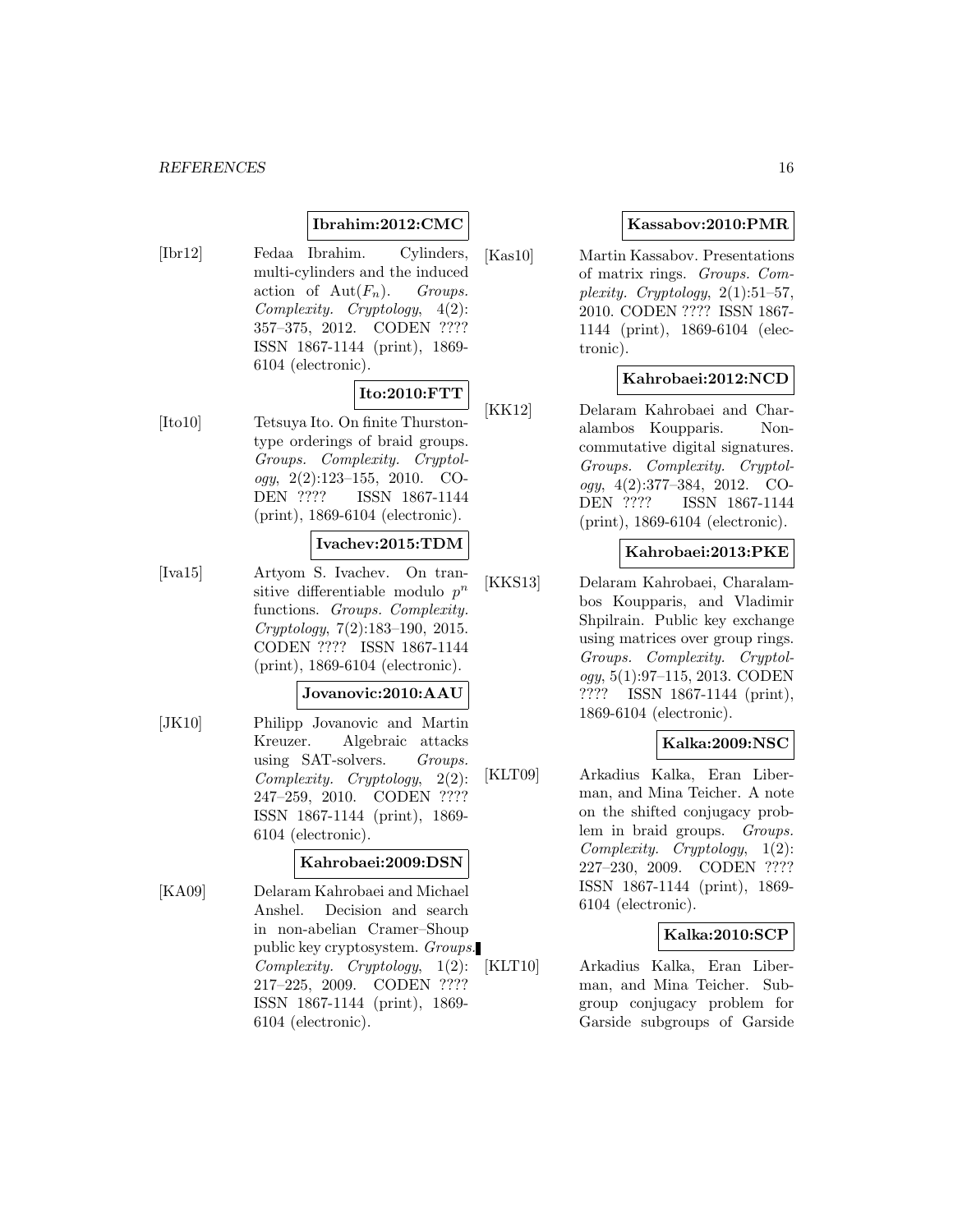**Ibrahim:2012:CMC**

[Ibr12] Fedaa Ibrahim. Cylinders, multi-cylinders and the induced action of $\mathrm{Aut}(F_n)$. *Groups. Complexity. Cryptology*, 4(2): 357–375, 2012. CODEN ???? ISSN 1867-1144 (print), 1869-6104 (electronic).

**Ito:2010:FTT**

[Ito10] Tetsuya Ito. On finite Thurston-type orderings of braid groups. *Groups. Complexity. Cryptology*, 2(2):123–155, 2010. CODEN ???? ISSN 1867-1144 (print), 1869-6104 (electronic).

**Ivachev:2015:TDM**

[Iva15] Artyom S. Ivachev. On transitive differentiable modulo $p^n$ functions. *Groups. Complexity. Cryptology*, 7(2):183–190, 2015. CODEN ???? ISSN 1867-1144 (print), 1869-6104 (electronic).

**Jovanovic:2010:AAU**

[JK10] Philipp Jovanovic and Martin Kreuzer. Algebraic attacks using SAT-solvers. *Groups. Complexity. Cryptology*, 2(2): 247–259, 2010. CODEN ???? ISSN 1867-1144 (print), 1869-6104 (electronic).

**Kahrobaei:2009:DSN**

[KA09] Delaram Kahrobaei and Michael Anshel. Decision and search in non-abelian Cramer–Shoup public key cryptosystem. *Groups. Complexity. Cryptology*, 1(2): 217–225, 2009. CODEN ???? ISSN 1867-1144 (print), 1869-6104 (electronic).

**Kassabov:2010:PMR**

[Kas10] Martin Kassabov. Presentations of matrix rings. *Groups. Complexity. Cryptology*, 2(1):51–57, 2010. CODEN ???? ISSN 1867-1144 (print), 1869-6104 (electronic).

**Kahrobaei:2012:NCD**

[KK12] Delaram Kahrobaei and Charalambos Koupparis. Non-commutative digital signatures. *Groups. Complexity. Cryptology*, 4(2):377–384, 2012. CODEN ???? ISSN 1867-1144 (print), 1869-6104 (electronic).

**Kahrobaei:2013:PKE**

[KKS13] Delaram Kahrobaei, Charalambos Koupparis, and Vladimir Shpilrain. Public key exchange using matrices over group rings. *Groups. Complexity. Cryptology*, 5(1):97–115, 2013. CODEN ???? ISSN 1867-1144 (print), 1869-6104 (electronic).

**Kalka:2009:NSC**

[KLT09] Arkadius Kalka, Eran Liberman, and Mina Teicher. A note on the shifted conjugacy problem in braid groups. *Groups. Complexity. Cryptology*, 1(2): 227–230, 2009. CODEN ???? ISSN 1867-1144 (print), 1869-6104 (electronic).

**Kalka:2010:SCP**

[KLT10] Arkadius Kalka, Eran Liberman, and Mina Teicher. Subgroup conjugacy problem for Garside subgroups of Garside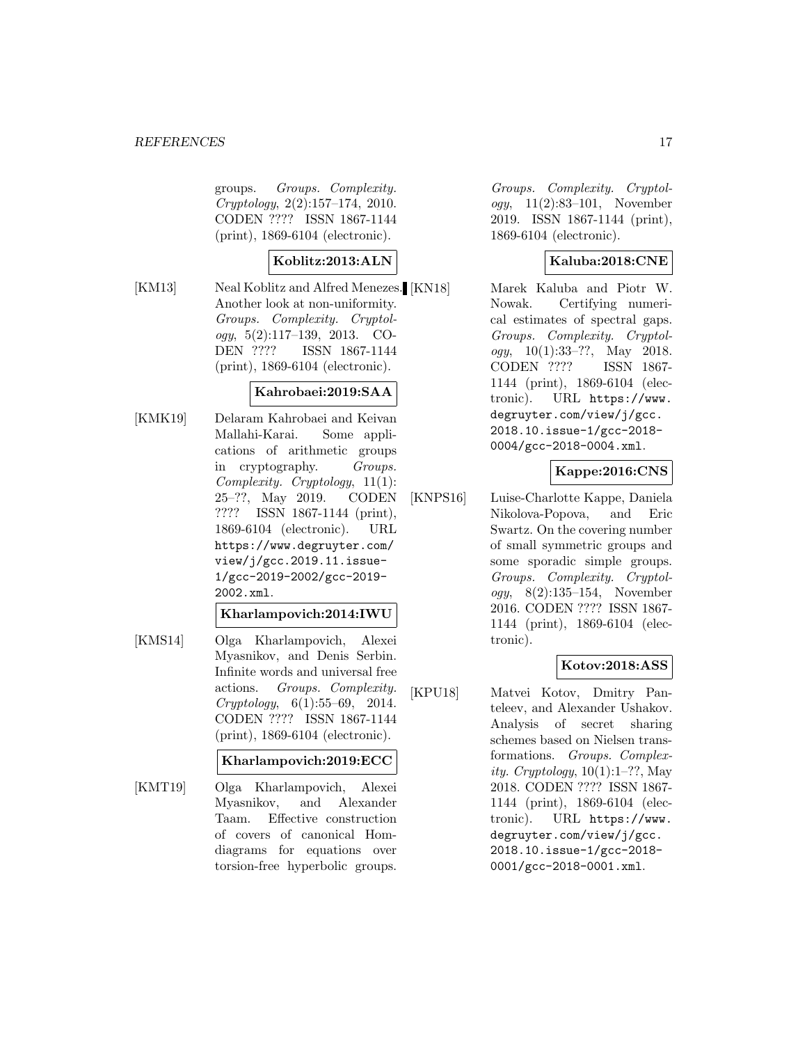groups. *Groups. Complexity. Cryptology*, 2(2):157–174, 2010. CODEN ???? ISSN 1867-1144 (print), 1869-6104 (electronic).

**Koblitz:2013:ALN**

[KM13] Neal Koblitz and Alfred Menezes. Another look at non-uniformity. *Groups. Complexity. Cryptology*, 5(2):117–139, 2013. CODEN ???? ISSN 1867-1144 (print), 1869-6104 (electronic).

**Kahrobaei:2019:SAA**

[KMK19] Delaram Kahrobaei and Keivan Mallahi-Karai. Some applications of arithmetic groups in cryptography. *Groups. Complexity. Cryptology*, 11(1): 25–??, May 2019. CODEN ???? ISSN 1867-1144 (print), 1869-6104 (electronic). URL https://www.degruyter.com/view/j/gcc.2019.11.issue-1/gcc-2019-2002/gcc-2019-2002.xml.

**Kharlampovich:2014:IWU**

[KMS14] Olga Kharlampovich, Alexei Myasnikov, and Denis Serbin. Infinite words and universal free actions. *Groups. Complexity. Cryptology*, 6(1):55–69, 2014. CODEN ???? ISSN 1867-1144 (print), 1869-6104 (electronic).

**Kharlampovich:2019:ECC**

[KMT19] Olga Kharlampovich, Alexei Myasnikov, and Alexander Taam. Effective construction of covers of canonical Hom-diagrams for equations over torsion-free hyperbolic groups. *Groups. Complexity. Cryptology*, 11(2):83–101, November 2019. ISSN 1867-1144 (print), 1869-6104 (electronic).

**Kaluba:2018:CNE**

[KN18] Marek Kaluba and Piotr W. Nowak. Certifying numerical estimates of spectral gaps. *Groups. Complexity. Cryptology*, 10(1):33–??, May 2018. CODEN ???? ISSN 1867-1144 (print), 1869-6104 (electronic). URL https://www.degruyter.com/view/j/gcc.2018.10.issue-1/gcc-2018-0004/gcc-2018-0004.xml.

**Kappe:2016:CNS**

[KNPS16] Luise-Charlotte Kappe, Daniela Nikolova-Popova, and Eric Swartz. On the covering number of small symmetric groups and some sporadic simple groups. *Groups. Complexity. Cryptology*, 8(2):135–154, November 2016. CODEN ???? ISSN 1867-1144 (print), 1869-6104 (electronic).

**Kotov:2018:ASS**

[KPU18] Matvei Kotov, Dmitry Panteleev, and Alexander Ushakov. Analysis of secret sharing schemes based on Nielsen transformations. *Groups. Complexity. Cryptology*, 10(1):1–??, May 2018. CODEN ???? ISSN 1867-1144 (print), 1869-6104 (electronic). URL https://www.degruyter.com/view/j/gcc.2018.10.issue-1/gcc-2018-0001/gcc-2018-0001.xml.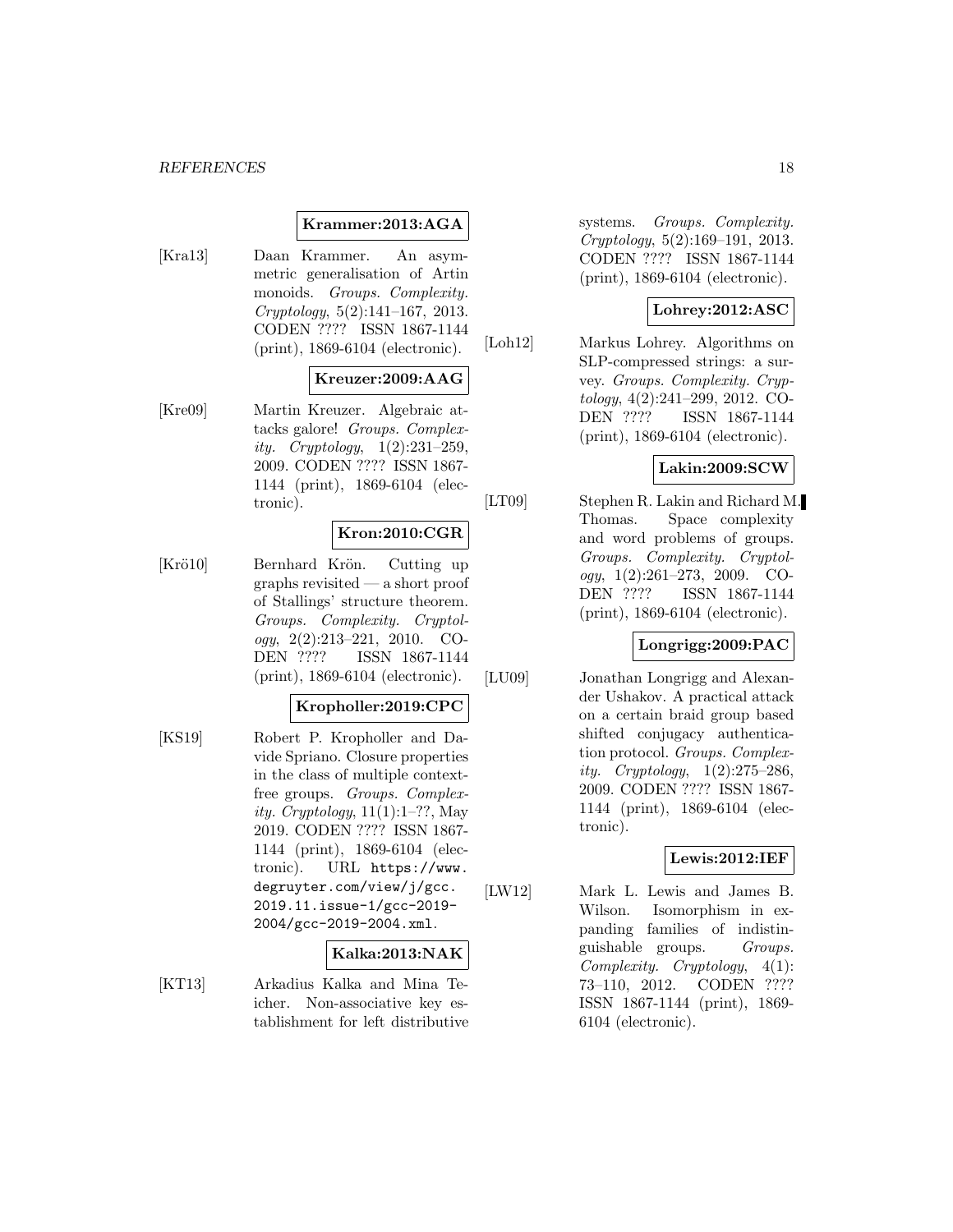**Krammer:2013:AGA**

[Kra13] Daan Krammer. An asymmetric generalisation of Artin monoids. *Groups. Complexity. Cryptology*, 5(2):141–167, 2013. CODEN ???? ISSN 1867-1144 (print), 1869-6104 (electronic).

**Kreuzer:2009:AAG**

[Kre09] Martin Kreuzer. Algebraic attacks galore! *Groups. Complexity. Cryptology*, 1(2):231–259, 2009. CODEN ???? ISSN 1867-1144 (print), 1869-6104 (electronic).

**Kron:2010:CGR**

[Krö10] Bernhard Krön. Cutting up graphs revisited — a short proof of Stallings' structure theorem. *Groups. Complexity. Cryptology*, 2(2):213–221, 2010. CODEN ???? ISSN 1867-1144 (print), 1869-6104 (electronic).

**Kropholler:2019:CPC**

[KS19] Robert P. Kropholler and Davide Spriano. Closure properties in the class of multiple context-free groups. *Groups. Complexity. Cryptology*, 11(1):1–??, May 2019. CODEN ???? ISSN 1867-1144 (print), 1869-6104 (electronic). URL https://www.degruyter.com/view/j/gcc.2019.11.issue-1/gcc-2019-2004/gcc-2019-2004.xml.

**Kalka:2013:NAK**

[KT13] Arkadius Kalka and Mina Teicher. Non-associative key establishment for left distributive systems. *Groups. Complexity. Cryptology*, 5(2):169–191, 2013. CODEN ???? ISSN 1867-1144 (print), 1869-6104 (electronic).

**Lohrey:2012:ASC**

[Loh12] Markus Lohrey. Algorithms on SLP-compressed strings: a survey. *Groups. Complexity. Cryptology*, 4(2):241–299, 2012. CODEN ???? ISSN 1867-1144 (print), 1869-6104 (electronic).

**Lakin:2009:SCW**

[LT09] Stephen R. Lakin and Richard M. Thomas. Space complexity and word problems of groups. *Groups. Complexity. Cryptology*, 1(2):261–273, 2009. CODEN ???? ISSN 1867-1144 (print), 1869-6104 (electronic).

**Longrigg:2009:PAC**

[LU09] Jonathan Longrigg and Alexander Ushakov. A practical attack on a certain braid group based shifted conjugacy authentication protocol. *Groups. Complexity. Cryptology*, 1(2):275–286, 2009. CODEN ???? ISSN 1867-1144 (print), 1869-6104 (electronic).

**Lewis:2012:IEF**

[LW12] Mark L. Lewis and James B. Wilson. Isomorphism in expanding families of indistinguishable groups. *Groups. Complexity. Cryptology*, 4(1):73–110, 2012. CODEN ???? ISSN 1867-1144 (print), 1869-6104 (electronic).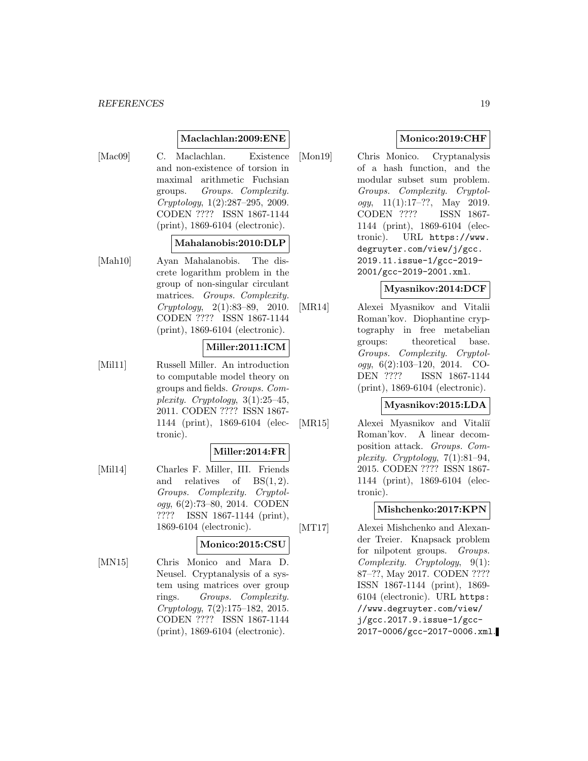**Maclachlan:2009:ENE**

[Mac09] C. Maclachlan. Existence and non-existence of torsion in maximal arithmetic Fuchsian groups. *Groups. Complexity. Cryptology*, 1(2):287–295, 2009. CODEN ???? ISSN 1867-1144 (print), 1869-6104 (electronic).

**Mahalanobis:2010:DLP**

[Mah10] Ayan Mahalanobis. The discrete logarithm problem in the group of non-singular circulant matrices. *Groups. Complexity. Cryptology*, 2(1):83–89, 2010. CODEN ???? ISSN 1867-1144 (print), 1869-6104 (electronic).

**Miller:2011:ICM**

[Mil11] Russell Miller. An introduction to computable model theory on groups and fields. *Groups. Complexity. Cryptology*, 3(1):25–45, 2011. CODEN ???? ISSN 1867-1144 (print), 1869-6104 (electronic).

**Miller:2014:FR**

[Mil14] Charles F. Miller, III. Friends and relatives of $BS(1, 2)$. *Groups. Complexity. Cryptology*, 6(2):73–80, 2014. CODEN ???? ISSN 1867-1144 (print), 1869-6104 (electronic).

**Monico:2015:CSU**

[MN15] Chris Monico and Mara D. Neusel. Cryptanalysis of a system using matrices over group rings. *Groups. Complexity. Cryptology*, 7(2):175–182, 2015. CODEN ???? ISSN 1867-1144 (print), 1869-6104 (electronic).

**Monico:2019:CHF**

[Mon19] Chris Monico. Cryptanalysis of a hash function, and the modular subset sum problem. *Groups. Complexity. Cryptology*, 11(1):17–??, May 2019. CODEN ???? ISSN 1867-1144 (print), 1869-6104 (electronic). URL `https://www.degruyter.com/view/j/gcc.2019.11.issue-1/gcc-2019-2001/gcc-2019-2001.xml`.

**Myasnikov:2014:DCF**

[MR14] Alexei Myasnikov and Vitalii Roman'kov. Diophantine cryptography in free metabelian groups: theoretical base. *Groups. Complexity. Cryptology*, 6(2):103–120, 2014. CODEN ???? ISSN 1867-1144 (print), 1869-6104 (electronic).

**Myasnikov:2015:LDA**

[MR15] Alexei Myasnikov and Vitaliĭ Roman'kov. A linear decomposition attack. *Groups. Complexity. Cryptology*, 7(1):81–94, 2015. CODEN ???? ISSN 1867-1144 (print), 1869-6104 (electronic).

**Mishchenko:2017:KPN**

[MT17] Alexei Mishchenko and Alexander Treier. Knapsack problem for nilpotent groups. *Groups. Complexity. Cryptology*, 9(1):87–??, May 2017. CODEN ???? ISSN 1867-1144 (print), 1869-6104 (electronic). URL `https://www.degruyter.com/view/j/gcc.2017.9.issue-1/gcc-2017-0006/gcc-2017-0006.xml`.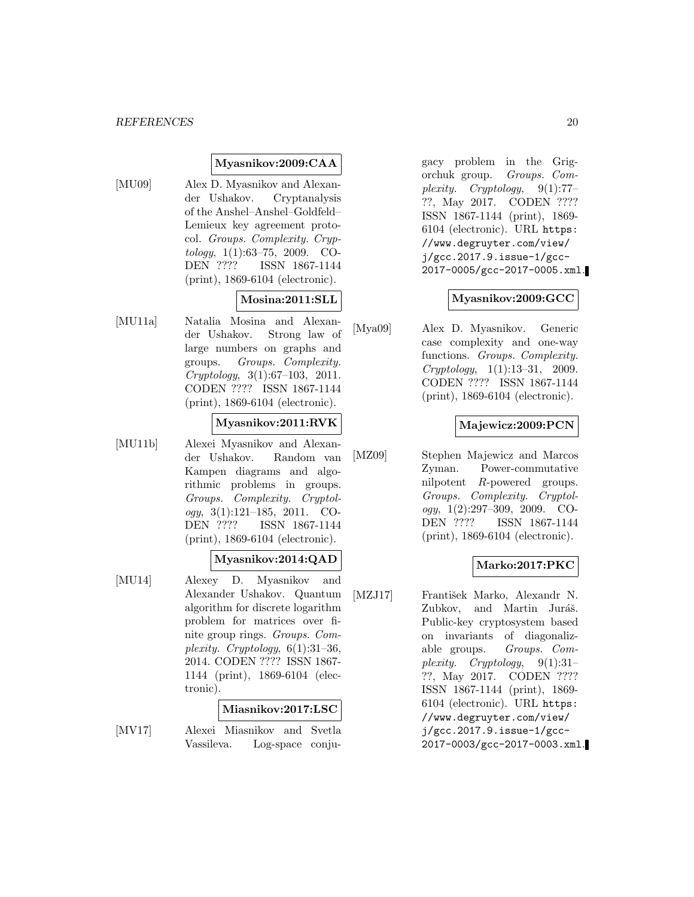**Myasnikov:2009:CAA**

[MU09] Alex D. Myasnikov and Alexander Ushakov. Cryptanalysis of the Anshel–Anshel–Goldfeld–Lemieux key agreement protocol. *Groups. Complexity. Cryptology*, 1(1):63–75, 2009. CODEN ???? ISSN 1867-1144 (print), 1869-6104 (electronic).

**Mosina:2011:SLL**

[MU11a] Natalia Mosina and Alexander Ushakov. Strong law of large numbers on graphs and groups. *Groups. Complexity. Cryptology*, 3(1):67–103, 2011. CODEN ???? ISSN 1867-1144 (print), 1869-6104 (electronic).

**Myasnikov:2011:RVK**

[MU11b] Alexei Myasnikov and Alexander Ushakov. Random van Kampen diagrams and algorithmic problems in groups. *Groups. Complexity. Cryptology*, 3(1):121–185, 2011. CODEN ???? ISSN 1867-1144 (print), 1869-6104 (electronic).

**Myasnikov:2014:QAD**

[MU14] Alexey D. Myasnikov and Alexander Ushakov. Quantum algorithm for discrete logarithm problem for matrices over finite group rings. *Groups. Complexity. Cryptology*, 6(1):31–36, 2014. CODEN ???? ISSN 1867-1144 (print), 1869-6104 (electronic).

**Miasnikov:2017:LSC**

[MV17] Alexei Miasnikov and Svetla Vassileva. Log-space conjugacy problem in the Grigorchuk group. *Groups. Complexity. Cryptology*, 9(1):77–??, May 2017. CODEN ???? ISSN 1867-1144 (print), 1869-6104 (electronic). URL https://www.degruyter.com/view/j/gcc.2017.9.issue-1/gcc-2017-0005/gcc-2017-0005.xml.

**Myasnikov:2009:GCC**

[Mya09] Alex D. Myasnikov. Generic case complexity and one-way functions. *Groups. Complexity. Cryptology*, 1(1):13–31, 2009. CODEN ???? ISSN 1867-1144 (print), 1869-6104 (electronic).

**Majewicz:2009:PCN**

[MZ09] Stephen Majewicz and Marcos Zyman. Power-commutative nilpotent $R$-powered groups. *Groups. Complexity. Cryptology*, 1(2):297–309, 2009. CODEN ???? ISSN 1867-1144 (print), 1869-6104 (electronic).

**Marko:2017:PKC**

[MZJ17] František Marko, Alexandr N. Zubkov, and Martin Juráš. Public-key cryptosystem based on invariants of diagonalizable groups. *Groups. Complexity. Cryptology*, 9(1):31–??, May 2017. CODEN ???? ISSN 1867-1144 (print), 1869-6104 (electronic). URL https://www.degruyter.com/view/j/gcc.2017.9.issue-1/gcc-2017-0003/gcc-2017-0003.xml.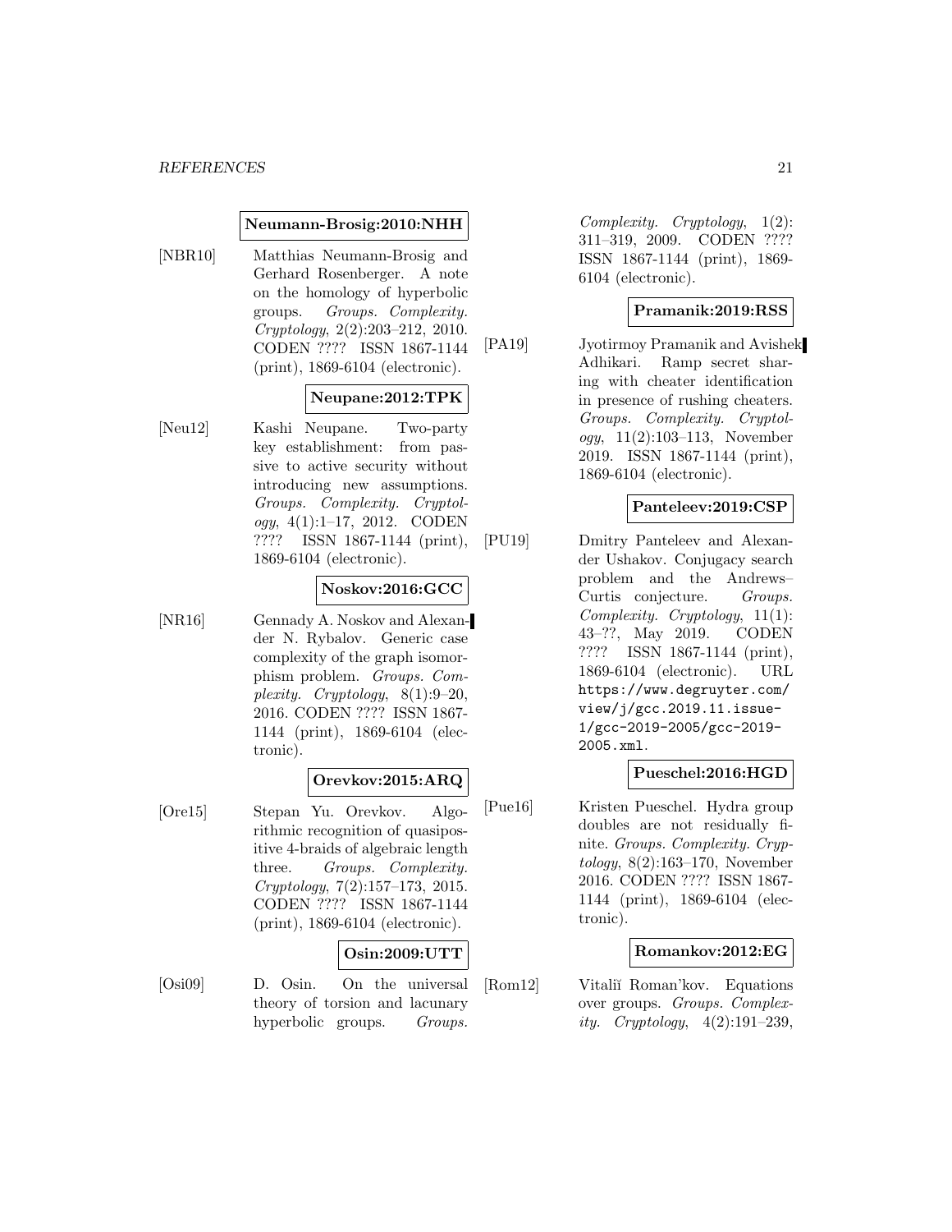**Neumann-Brosig:2010:NHH**

[NBR10] Matthias Neumann-Brosig and Gerhard Rosenberger. A note on the homology of hyperbolic groups. *Groups. Complexity. Cryptology*, 2(2):203–212, 2010. CODEN ???? ISSN 1867-1144 (print), 1869-6104 (electronic).

**Neupane:2012:TPK**

[Neu12] Kashi Neupane. Two-party key establishment: from passive to active security without introducing new assumptions. *Groups. Complexity. Cryptology*, 4(1):1–17, 2012. CODEN ???? ISSN 1867-1144 (print), 1869-6104 (electronic).

**Noskov:2016:GCC**

[NR16] Gennady A. Noskov and Alexander N. Rybalov. Generic case complexity of the graph isomorphism problem. *Groups. Complexity. Cryptology*, 8(1):9–20, 2016. CODEN ???? ISSN 1867-1144 (print), 1869-6104 (electronic).

**Orevkov:2015:ARQ**

[Ore15] Stepan Yu. Orevkov. Algorithmic recognition of quasipositive 4-braids of algebraic length three. *Groups. Complexity. Cryptology*, 7(2):157–173, 2015. CODEN ???? ISSN 1867-1144 (print), 1869-6104 (electronic).

**Osin:2009:UTT**

[Osi09] D. Osin. On the universal theory of torsion and lacunary hyperbolic groups. *Groups. Complexity. Cryptology*, 1(2): 311–319, 2009. CODEN ???? ISSN 1867-1144 (print), 1869-6104 (electronic).

**Pramanik:2019:RSS**

[PA19] Jyotirmoy Pramanik and Avishek Adhikari. Ramp secret sharing with cheater identification in presence of rushing cheaters. *Groups. Complexity. Cryptology*, 11(2):103–113, November 2019. ISSN 1867-1144 (print), 1869-6104 (electronic).

**Panteleev:2019:CSP**

[PU19] Dmitry Panteleev and Alexander Ushakov. Conjugacy search problem and the Andrews–Curtis conjecture. *Groups. Complexity. Cryptology*, 11(1): 43–??, May 2019. CODEN ???? ISSN 1867-1144 (print), 1869-6104 (electronic). URL https://www.degruyter.com/view/j/gcc.2019.11.issue-1/gcc-2019-2005/gcc-2019-2005.xml.

**Pueschel:2016:HGD**

[Pue16] Kristen Pueschel. Hydra group doubles are not residually finite. *Groups. Complexity. Cryptology*, 8(2):163–170, November 2016. CODEN ???? ISSN 1867-1144 (print), 1869-6104 (electronic).

**Romankov:2012:EG**

[Rom12] Vitaliĭ Roman'kov. Equations over groups. *Groups. Complexity. Cryptology*, 4(2):191–239,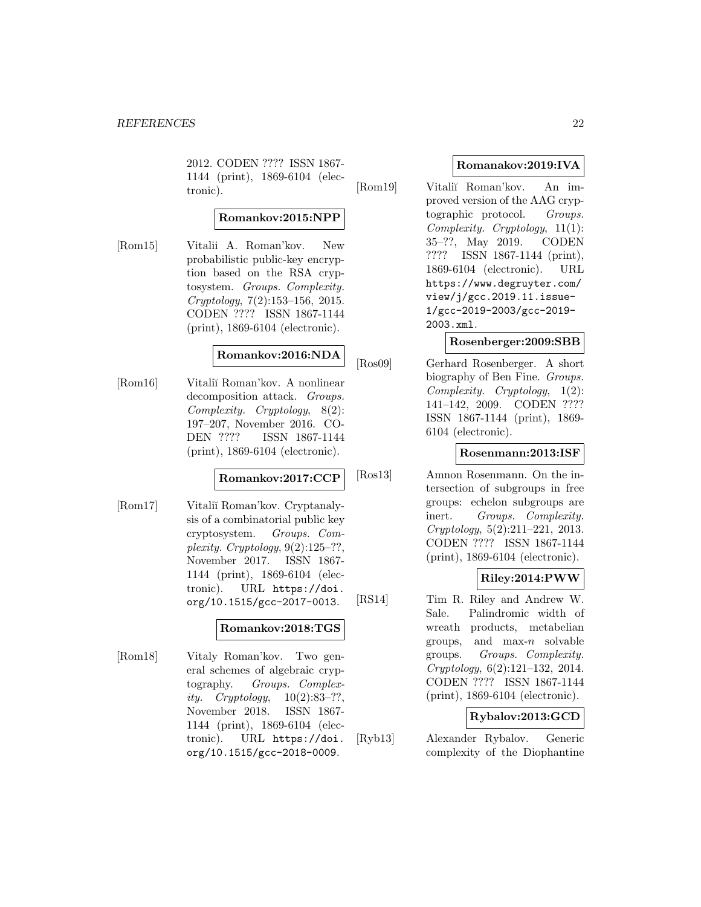2012. CODEN ???? ISSN 1867-1144 (print), 1869-6104 (electronic).

**Romankov:2015:NPP**

[Rom15] Vitalii A. Roman'kov. New probabilistic public-key encryption based on the RSA cryptosystem. *Groups. Complexity. Cryptology*, 7(2):153–156, 2015. CODEN ???? ISSN 1867-1144 (print), 1869-6104 (electronic).

**Romankov:2016:NDA**

[Rom16] Vitaliĭ Roman'kov. A nonlinear decomposition attack. *Groups. Complexity. Cryptology*, 8(2): 197–207, November 2016. CODEN ???? ISSN 1867-1144 (print), 1869-6104 (electronic).

**Romankov:2017:CCP**

[Rom17] Vitaliĭ Roman'kov. Cryptanalysis of a combinatorial public key cryptosystem. *Groups. Complexity. Cryptology*, 9(2):125–??, November 2017. ISSN 1867-1144 (print), 1869-6104 (electronic). URL https://doi.org/10.1515/gcc-2017-0013.

**Romankov:2018:TGS**

[Rom18] Vitaly Roman'kov. Two general schemes of algebraic cryptography. *Groups. Complexity. Cryptology*, 10(2):83–??, November 2018. ISSN 1867-1144 (print), 1869-6104 (electronic). URL https://doi.org/10.1515/gcc-2018-0009.

**Romanakov:2019:IVA**

[Rom19] Vitaliĭ Roman'kov. An improved version of the AAG cryptographic protocol. *Groups. Complexity. Cryptology*, 11(1): 35–??, May 2019. CODEN ???? ISSN 1867-1144 (print), 1869-6104 (electronic). URL https://www.degruyter.com/view/j/gcc.2019.11.issue-1/gcc-2019-2003/gcc-2019-2003.xml.

**Rosenberger:2009:SBB**

[Ros09] Gerhard Rosenberger. A short biography of Ben Fine. *Groups. Complexity. Cryptology*, 1(2): 141–142, 2009. CODEN ???? ISSN 1867-1144 (print), 1869-6104 (electronic).

**Rosenmann:2013:ISF**

[Ros13] Amnon Rosenmann. On the intersection of subgroups in free groups: echelon subgroups are inert. *Groups. Complexity. Cryptology*, 5(2):211–221, 2013. CODEN ???? ISSN 1867-1144 (print), 1869-6104 (electronic).

**Riley:2014:PWW**

[RS14] Tim R. Riley and Andrew W. Sale. Palindromic width of wreath products, metabelian groups, and max-$n$ solvable groups. *Groups. Complexity. Cryptology*, 6(2):121–132, 2014. CODEN ???? ISSN 1867-1144 (print), 1869-6104 (electronic).

**Rybalov:2013:GCD**

[Ryb13] Alexander Rybalov. Generic complexity of the Diophantine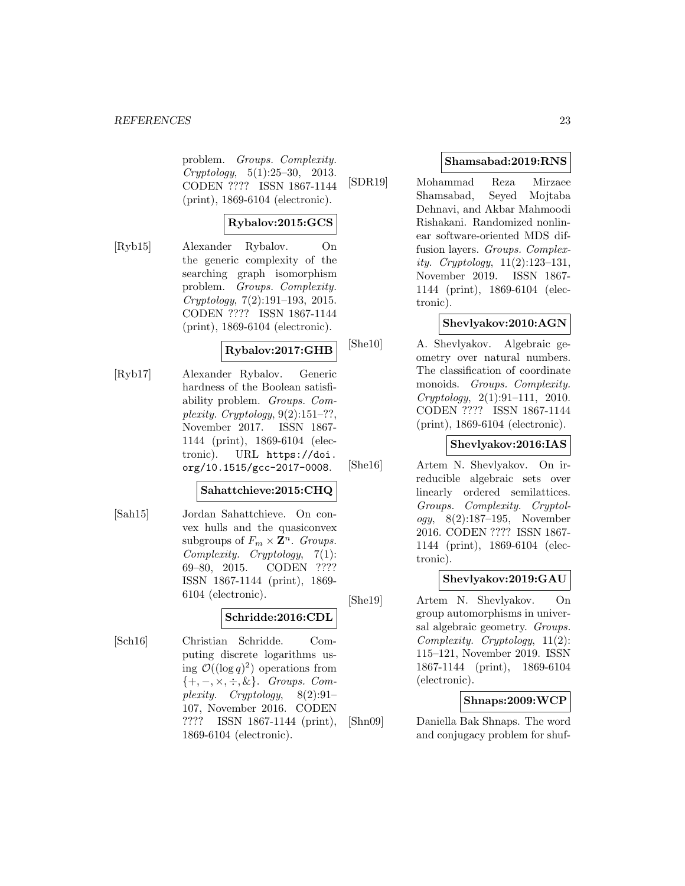problem. *Groups. Complexity. Cryptology*, 5(1):25–30, 2013. CODEN ???? ISSN 1867-1144 (print), 1869-6104 (electronic).

**Rybalov:2015:GCS**

[Ryb15] Alexander Rybalov. On the generic complexity of the searching graph isomorphism problem. *Groups. Complexity. Cryptology*, 7(2):191–193, 2015. CODEN ???? ISSN 1867-1144 (print), 1869-6104 (electronic).

**Rybalov:2017:GHB**

[Ryb17] Alexander Rybalov. Generic hardness of the Boolean satisfiability problem. *Groups. Complexity. Cryptology*, 9(2):151–??, November 2017. ISSN 1867-1144 (print), 1869-6104 (electronic). URL `https://doi.org/10.1515/gcc-2017-0008`.

**Sahattchieve:2015:CHQ**

[Sah15] Jordan Sahattchieve. On convex hulls and the quasiconvex subgroups of $F_m \times \mathbf{Z}^n$. *Groups. Complexity. Cryptology*, 7(1): 69–80, 2015. CODEN ???? ISSN 1867-1144 (print), 1869-6104 (electronic).

**Schridde:2016:CDL**

[Sch16] Christian Schridde. Computing discrete logarithms using $\mathcal{O}((\log q)^2)$ operations from $\{+, -, \times, \div, \&\}$. *Groups. Complexity. Cryptology*, 8(2):91–107, November 2016. CODEN ???? ISSN 1867-1144 (print), 1869-6104 (electronic).

**Shamsabad:2019:RNS**

[SDR19] Mohammad Reza Mirzaee Shamsabad, Seyed Mojtaba Dehnavi, and Akbar Mahmoodi Rishakani. Randomized nonlinear software-oriented MDS diffusion layers. *Groups. Complexity. Cryptology*, 11(2):123–131, November 2019. ISSN 1867-1144 (print), 1869-6104 (electronic).

**Shevlyakov:2010:AGN**

[She10] A. Shevlyakov. Algebraic geometry over natural numbers. The classification of coordinate monoids. *Groups. Complexity. Cryptology*, 2(1):91–111, 2010. CODEN ???? ISSN 1867-1144 (print), 1869-6104 (electronic).

**Shevlyakov:2016:IAS**

[She16] Artem N. Shevlyakov. On irreducible algebraic sets over linearly ordered semilattices. *Groups. Complexity. Cryptology*, 8(2):187–195, November 2016. CODEN ???? ISSN 1867-1144 (print), 1869-6104 (electronic).

**Shevlyakov:2019:GAU**

[She19] Artem N. Shevlyakov. On group automorphisms in universal algebraic geometry. *Groups. Complexity. Cryptology*, 11(2): 115–121, November 2019. ISSN 1867-1144 (print), 1869-6104 (electronic).

**Shnaps:2009:WCP**

[Shn09] Daniella Bak Shnaps. The word and conjugacy problem for shuf-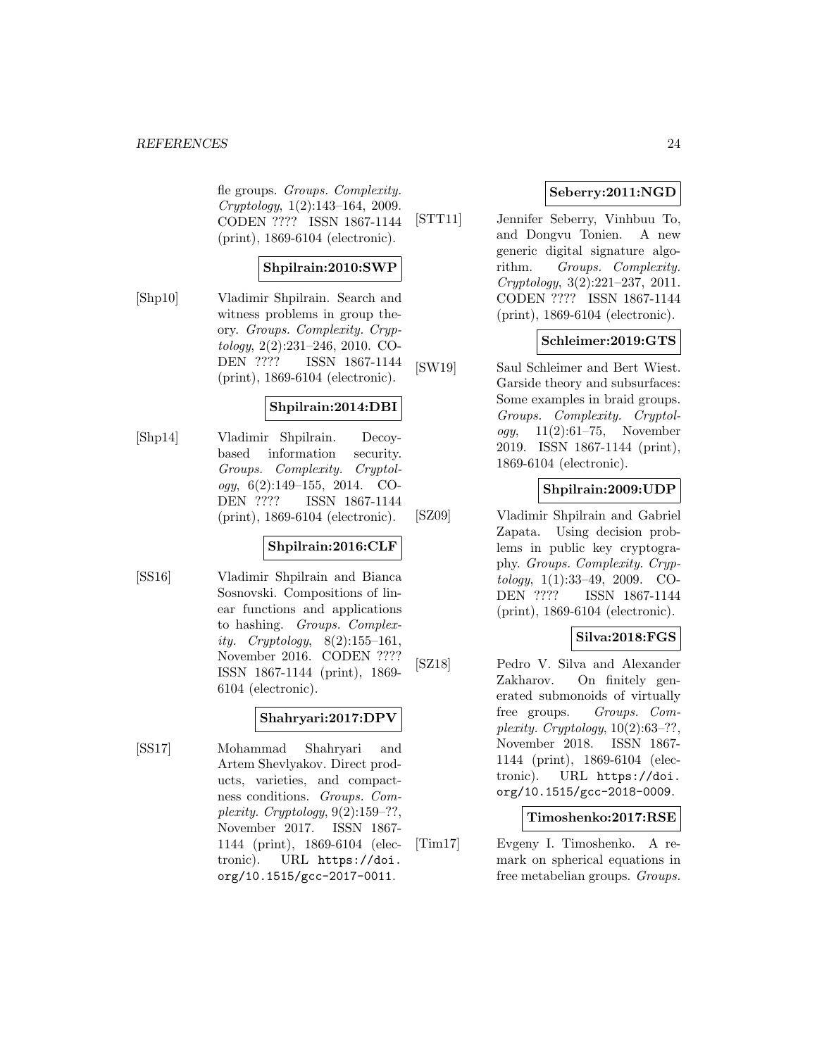fle groups. *Groups. Complexity. Cryptology*, 1(2):143–164, 2009. CODEN ???? ISSN 1867-1144 (print), 1869-6104 (electronic).

**Shpilrain:2010:SWP**

[Shp10] Vladimir Shpilrain. Search and witness problems in group theory. *Groups. Complexity. Cryptology*, 2(2):231–246, 2010. CODEN ???? ISSN 1867-1144 (print), 1869-6104 (electronic).

**Shpilrain:2014:DBI**

[Shp14] Vladimir Shpilrain. Decoy-based information security. *Groups. Complexity. Cryptology*, 6(2):149–155, 2014. CODEN ???? ISSN 1867-1144 (print), 1869-6104 (electronic).

**Shpilrain:2016:CLF**

[SS16] Vladimir Shpilrain and Bianca Sosnovski. Compositions of linear functions and applications to hashing. *Groups. Complexity. Cryptology*, 8(2):155–161, November 2016. CODEN ???? ISSN 1867-1144 (print), 1869-6104 (electronic).

**Shahryari:2017:DPV**

[SS17] Mohammad Shahryari and Artem Shevlyakov. Direct products, varieties, and compactness conditions. *Groups. Complexity. Cryptology*, 9(2):159–??, November 2017. ISSN 1867-1144 (print), 1869-6104 (electronic). URL https://doi.org/10.1515/gcc-2017-0011.

**Seberry:2011:NGD**

[STT11] Jennifer Seberry, Vinhbuu To, and Dongvu Tonien. A new generic digital signature algorithm. *Groups. Complexity. Cryptology*, 3(2):221–237, 2011. CODEN ???? ISSN 1867-1144 (print), 1869-6104 (electronic).

**Schleimer:2019:GTS**

[SW19] Saul Schleimer and Bert Wiest. Garside theory and subsurfaces: Some examples in braid groups. *Groups. Complexity. Cryptology*, 11(2):61–75, November 2019. ISSN 1867-1144 (print), 1869-6104 (electronic).

**Shpilrain:2009:UDP**

[SZ09] Vladimir Shpilrain and Gabriel Zapata. Using decision problems in public key cryptography. *Groups. Complexity. Cryptology*, 1(1):33–49, 2009. CODEN ???? ISSN 1867-1144 (print), 1869-6104 (electronic).

**Silva:2018:FGS**

[SZ18] Pedro V. Silva and Alexander Zakharov. On finitely generated submonoids of virtually free groups. *Groups. Complexity. Cryptology*, 10(2):63–??, November 2018. ISSN 1867-1144 (print), 1869-6104 (electronic). URL https://doi.org/10.1515/gcc-2018-0009.

**Timoshenko:2017:RSE**

[Tim17] Evgeny I. Timoshenko. A remark on spherical equations in free metabelian groups. *Groups.*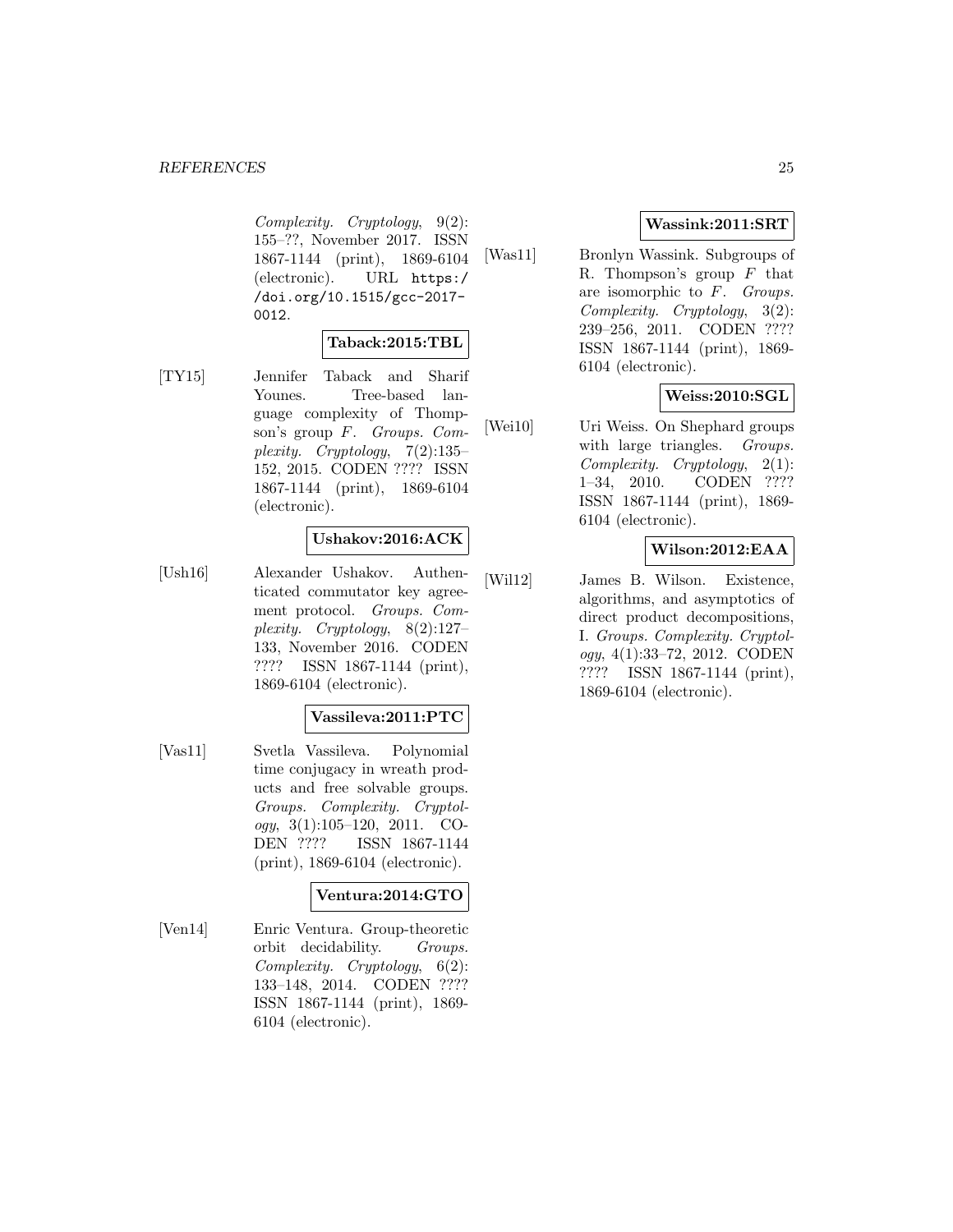*Complexity. Cryptology*, 9(2): 155–??, November 2017. ISSN 1867-1144 (print), 1869-6104 (electronic). URL `https://doi.org/10.1515/gcc-2017-0012`.

**Taback:2015:TBL**

[TY15] Jennifer Taback and Sharif Younes. Tree-based language complexity of Thompson's group $F$. *Groups. Complexity. Cryptology*, 7(2):135–152, 2015. CODEN ???? ISSN 1867-1144 (print), 1869-6104 (electronic).

**Ushakov:2016:ACK**

[Ush16] Alexander Ushakov. Authenticated commutator key agreement protocol. *Groups. Complexity. Cryptology*, 8(2):127–133, November 2016. CODEN ???? ISSN 1867-1144 (print), 1869-6104 (electronic).

**Vassileva:2011:PTC**

[Vas11] Svetla Vassileva. Polynomial time conjugacy in wreath products and free solvable groups. *Groups. Complexity. Cryptology*, 3(1):105–120, 2011. CODEN ???? ISSN 1867-1144 (print), 1869-6104 (electronic).

**Ventura:2014:GTO**

[Ven14] Enric Ventura. Group-theoretic orbit decidability. *Groups. Complexity. Cryptology*, 6(2): 133–148, 2014. CODEN ???? ISSN 1867-1144 (print), 1869-6104 (electronic).

**Wassink:2011:SRT**

[Was11] Bronlyn Wassink. Subgroups of R. Thompson's group $F$ that are isomorphic to $F$. *Groups. Complexity. Cryptology*, 3(2): 239–256, 2011. CODEN ???? ISSN 1867-1144 (print), 1869-6104 (electronic).

**Weiss:2010:SGL**

[Wei10] Uri Weiss. On Shephard groups with large triangles. *Groups. Complexity. Cryptology*, 2(1): 1–34, 2010. CODEN ???? ISSN 1867-1144 (print), 1869-6104 (electronic).

**Wilson:2012:EAA**

[Wil12] James B. Wilson. Existence, algorithms, and asymptotics of direct product decompositions, I. *Groups. Complexity. Cryptology*, 4(1):33–72, 2012. CODEN ???? ISSN 1867-1144 (print), 1869-6104 (electronic).